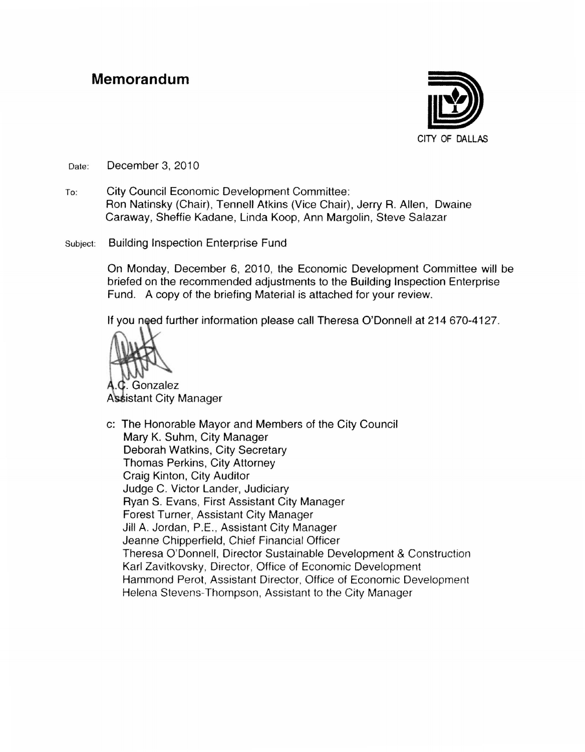# Memorandum

CITY OF DALLAS

Date: December 3, 2010

To: City Council Economic Development Committee:
Ron Natinsky (Chair), Tennell Atkins (Vice Chair), Jerry R. Allen, Dwaine Caraway, Sheffie Kadane, Linda Koop, Ann Margolin, Steve Salazar

Subject: Building Inspection Enterprise Fund

On Monday, December 6, 2010, the Economic Development Committee will be briefed on the recommended adjustments to the Building Inspection Enterprise Fund. A copy of the briefing Material is attached for your review.

If you need further information please call Theresa O'Donnell at 214 670-4127.

A.C. Gonzalez
Assistant City Manager

c: The Honorable Mayor and Members of the City Council
Mary K. Suhm, City Manager
Deborah Watkins, City Secretary
Thomas Perkins, City Attorney
Craig Kinton, City Auditor
Judge C. Victor Lander, Judiciary
Ryan S. Evans, First Assistant City Manager
Forest Turner, Assistant City Manager
Jill A. Jordan, P.E., Assistant City Manager
Jeanne Chipperfield, Chief Financial Officer
Theresa O'Donnell, Director Sustainable Development & Construction
Karl Zavitkovsky, Director, Office of Economic Development
Hammond Perot, Assistant Director, Office of Economic Development
Helena Stevens-Thompson, Assistant to the City Manager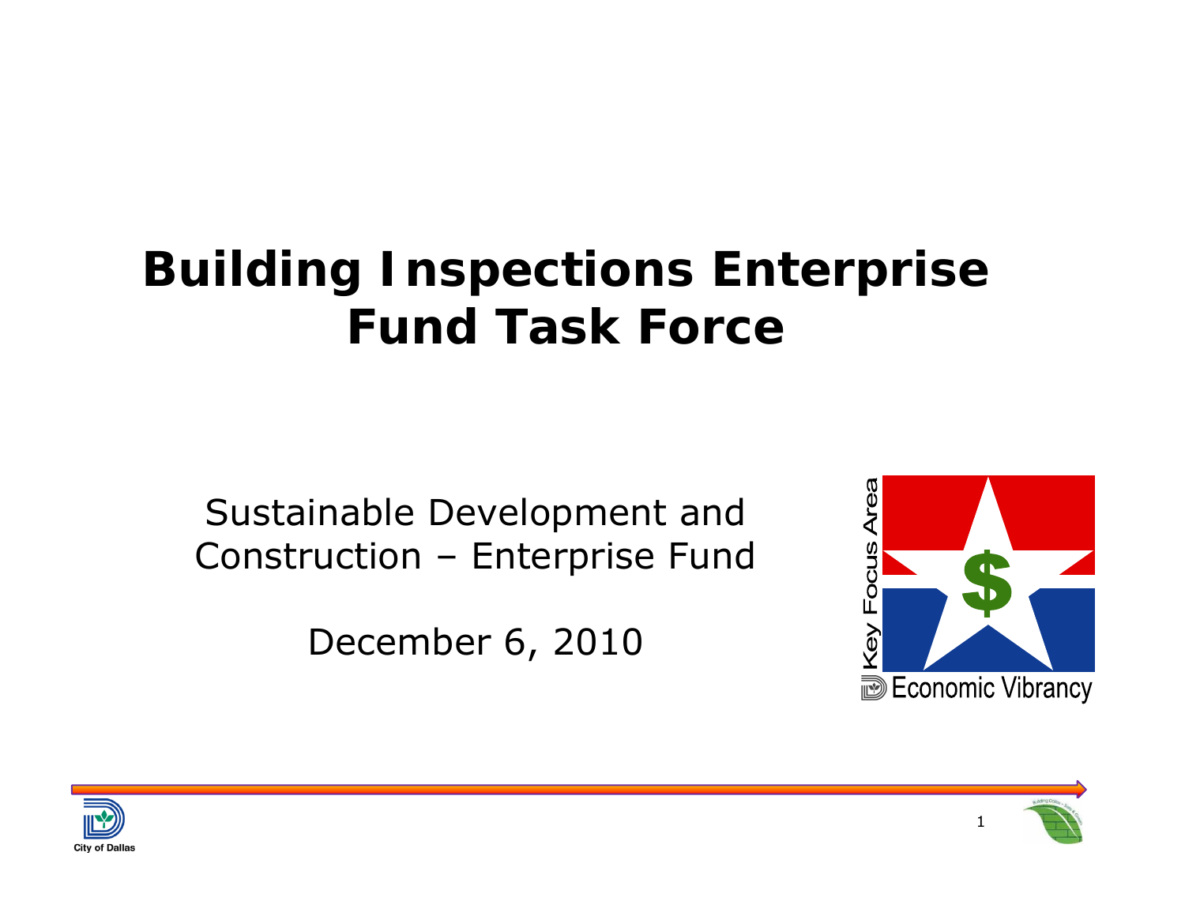# Building Inspections Enterprise Fund Task Force

Sustainable Development and Construction – Enterprise Fund

December 6, 2010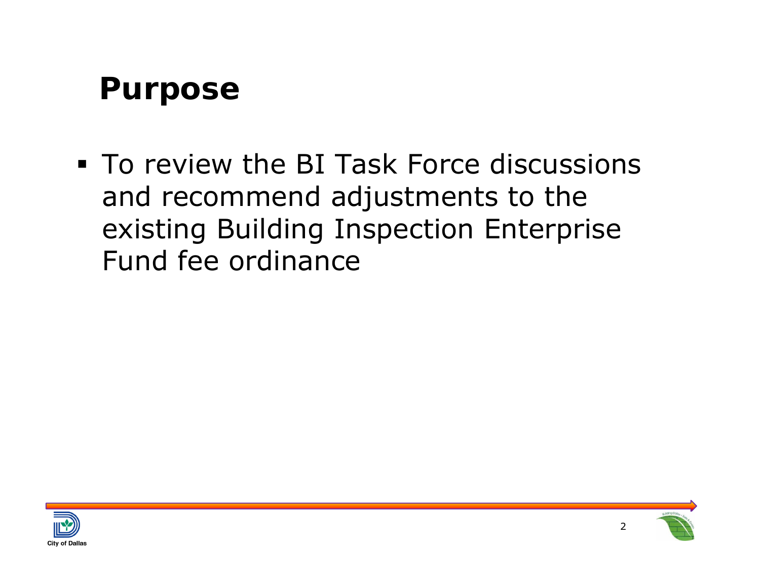# Purpose

- To review the BI Task Force discussions and recommend adjustments to the existing Building Inspection Enterprise Fund fee ordinance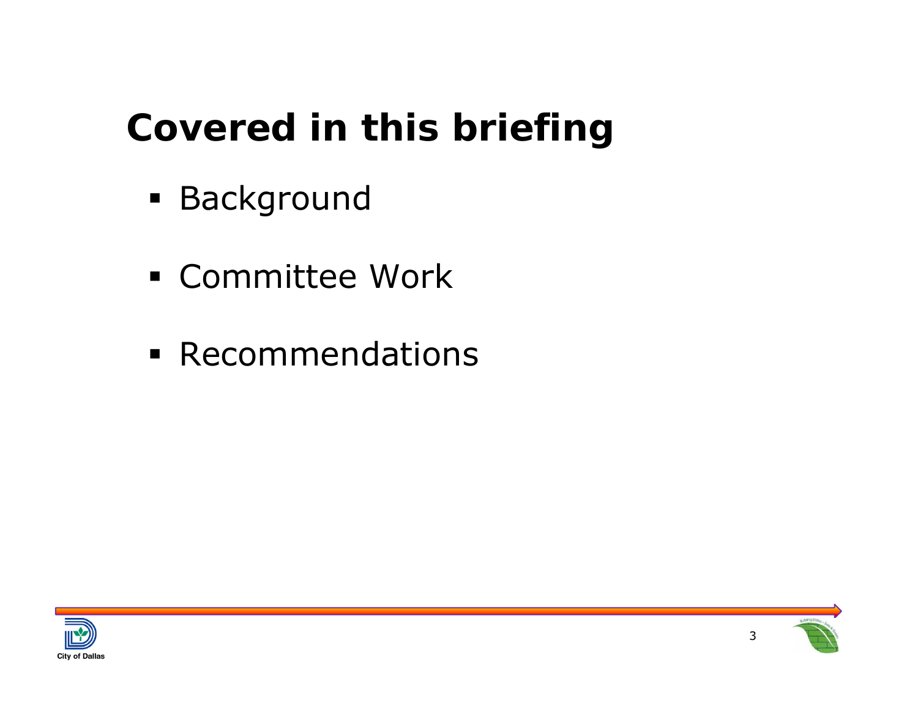# Covered in this briefing

- Background
- Committee Work
- Recommendations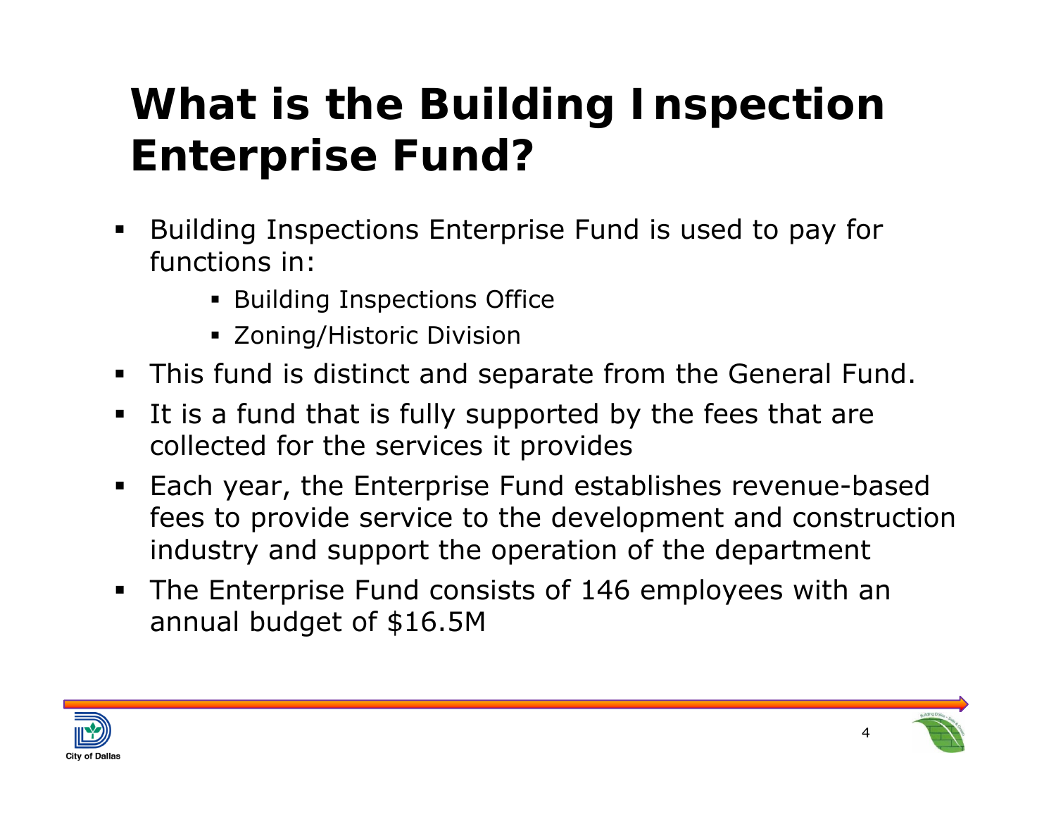# What is the Building Inspection Enterprise Fund?

- Building Inspections Enterprise Fund is used to pay for functions in:
  - Building Inspections Office
  - Zoning/Historic Division
- This fund is distinct and separate from the General Fund.
- It is a fund that is fully supported by the fees that are collected for the services it provides
- Each year, the Enterprise Fund establishes revenue-based fees to provide service to the development and construction industry and support the operation of the department
- The Enterprise Fund consists of 146 employees with an annual budget of $16.5M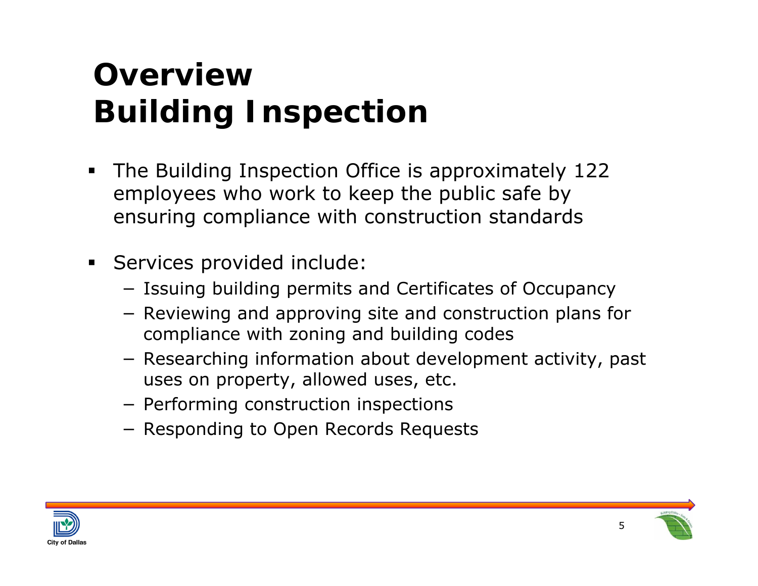# Overview
# Building Inspection

- The Building Inspection Office is approximately 122 employees who work to keep the public safe by ensuring compliance with construction standards
- Services provided include:
  - Issuing building permits and Certificates of Occupancy
  - Reviewing and approving site and construction plans for compliance with zoning and building codes
  - Researching information about development activity, past uses on property, allowed uses, etc.
  - Performing construction inspections
  - Responding to Open Records Requests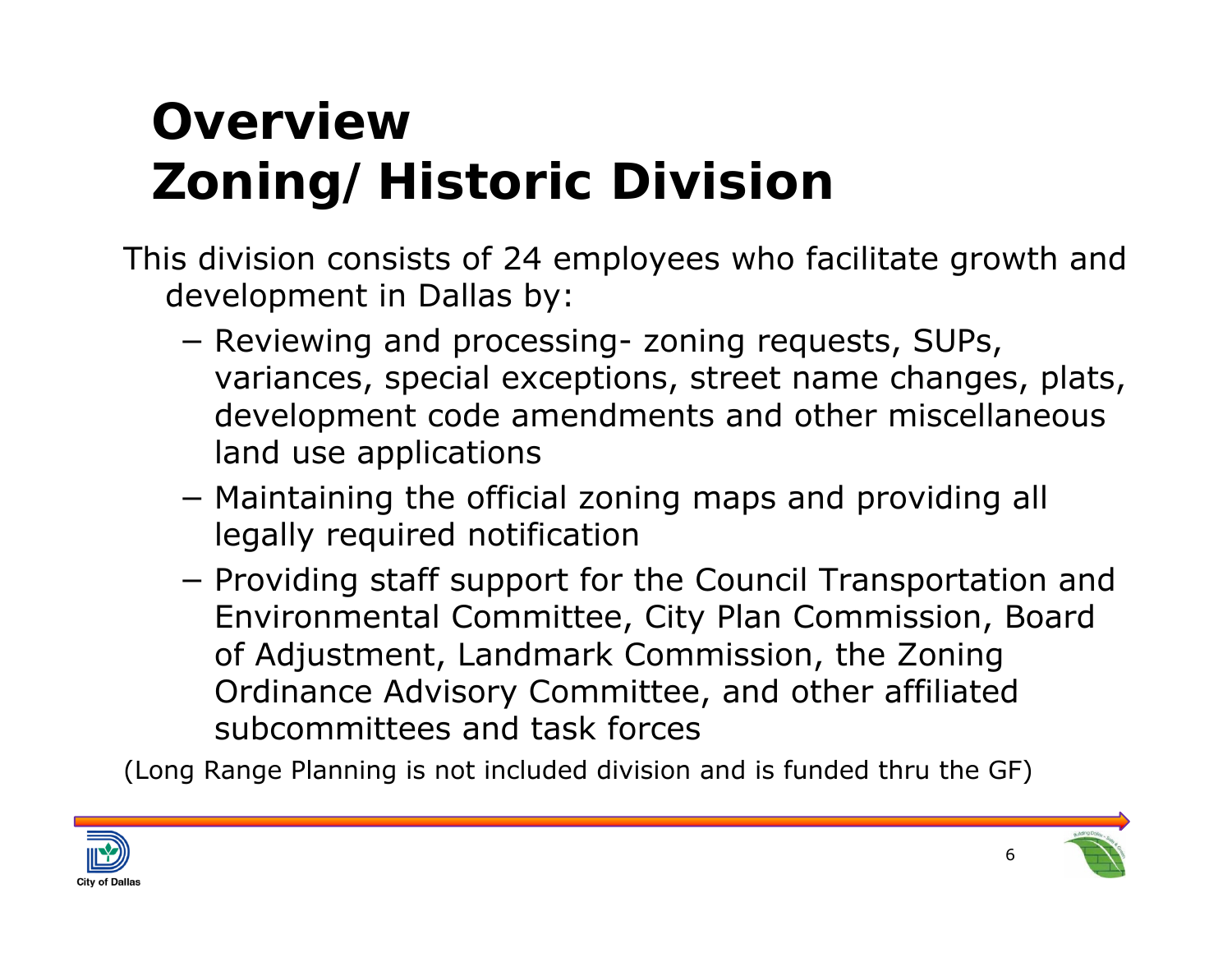# Overview
# Zoning/ Historic Division

This division consists of 24 employees who facilitate growth and development in Dallas by:

- Reviewing and processing- zoning requests, SUPs, variances, special exceptions, street name changes, plats, development code amendments and other miscellaneous land use applications
- Maintaining the official zoning maps and providing all legally required notification
- Providing staff support for the Council Transportation and Environmental Committee, City Plan Commission, Board of Adjustment, Landmark Commission, the Zoning Ordinance Advisory Committee, and other affiliated subcommittees and task forces

(Long Range Planning is not included division and is funded thru the GF)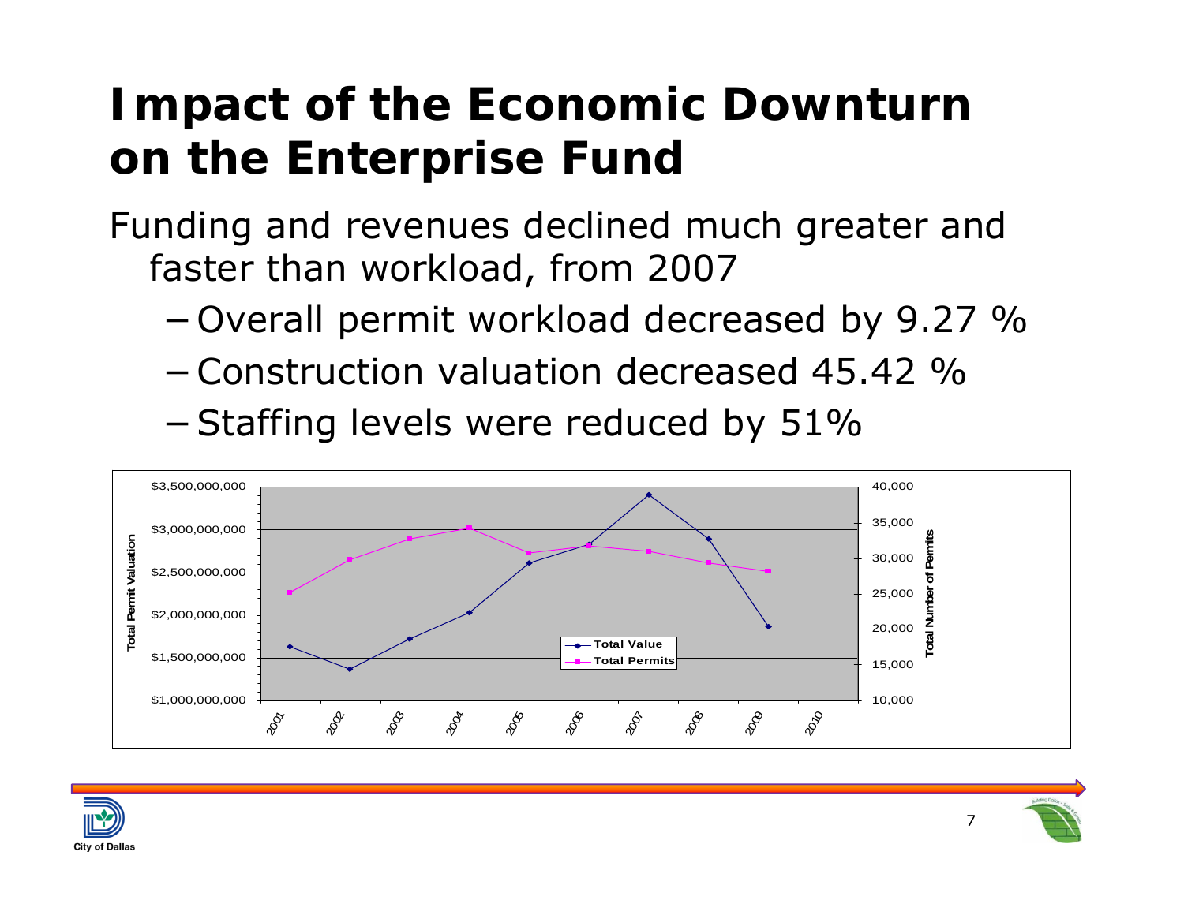# Impact of the Economic Downturn on the Enterprise Fund

Funding and revenues declined much greater and faster than workload, from 2007

- Overall permit workload decreased by 9.27 %
- Construction valuation decreased 45.42 %
- Staffing levels were reduced by 51%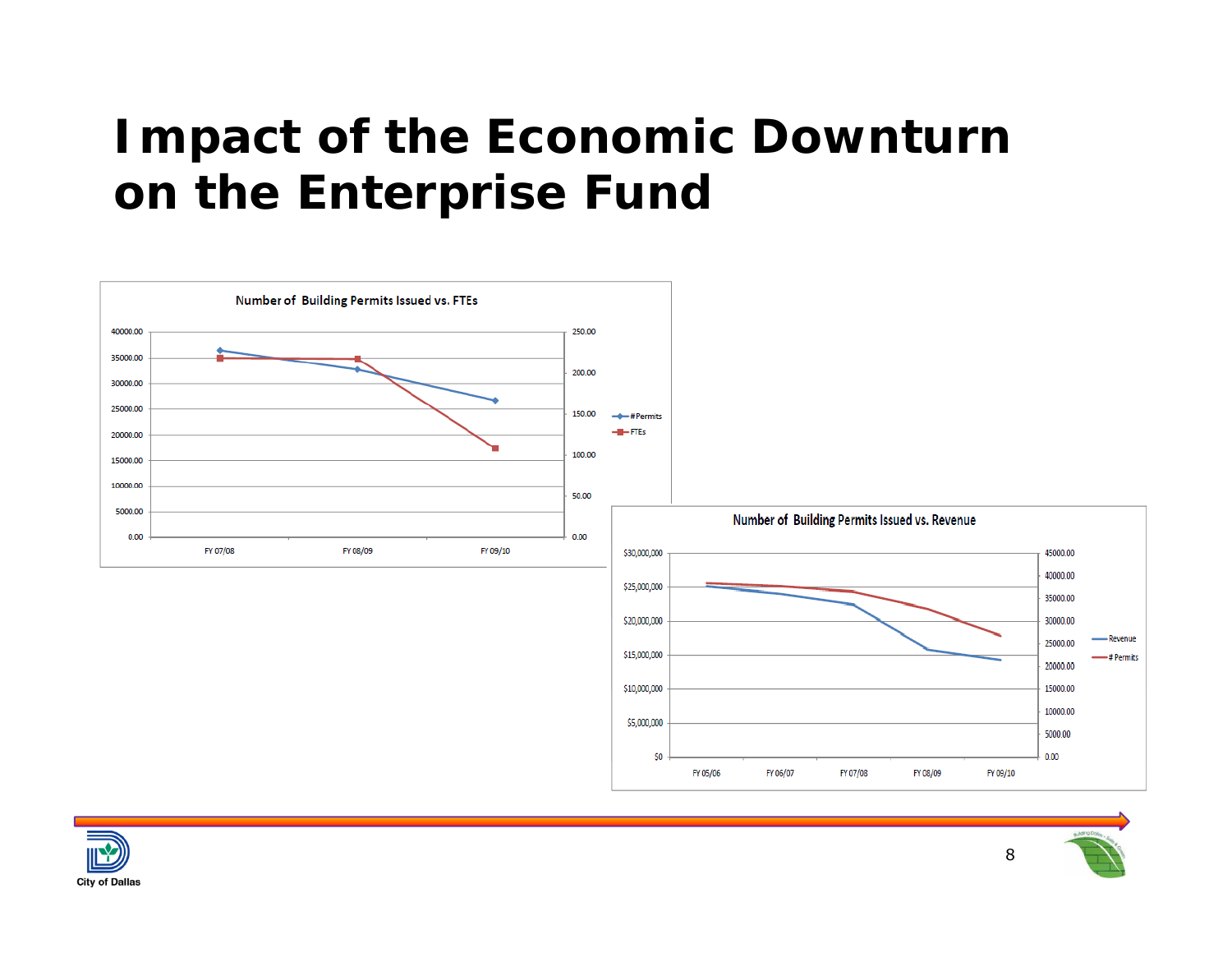# Impact of the Economic Downturn on the Enterprise Fund

**Number of Building Permits Issued vs. FTEs**

Left axis: 0.00, 5000.00, 10000.00, 15000.00, 20000.00, 25000.00, 30000.00, 35000.00, 40000.00
Right axis: 0.00, 50.00, 100.00, 150.00, 200.00, 250.00

FY 07/08 | FY 08/09 | FY 09/10

Legend: # Permits, FTEs

**Number of Building Permits Issued vs. Revenue**

Left axis: $0, $5,000,000, $10,000,000, $15,000,000, $20,000,000, $25,000,000, $30,000,000
Right axis: 0.00, 5000.00, 10000.00, 15000.00, 20000.00, 25000.00, 30000.00, 35000.00, 40000.00, 45000.00

FY 05/06 | FY 06/07 | FY 07/08 | FY 08/09 | FY 09/10

Legend: Revenue, # Permits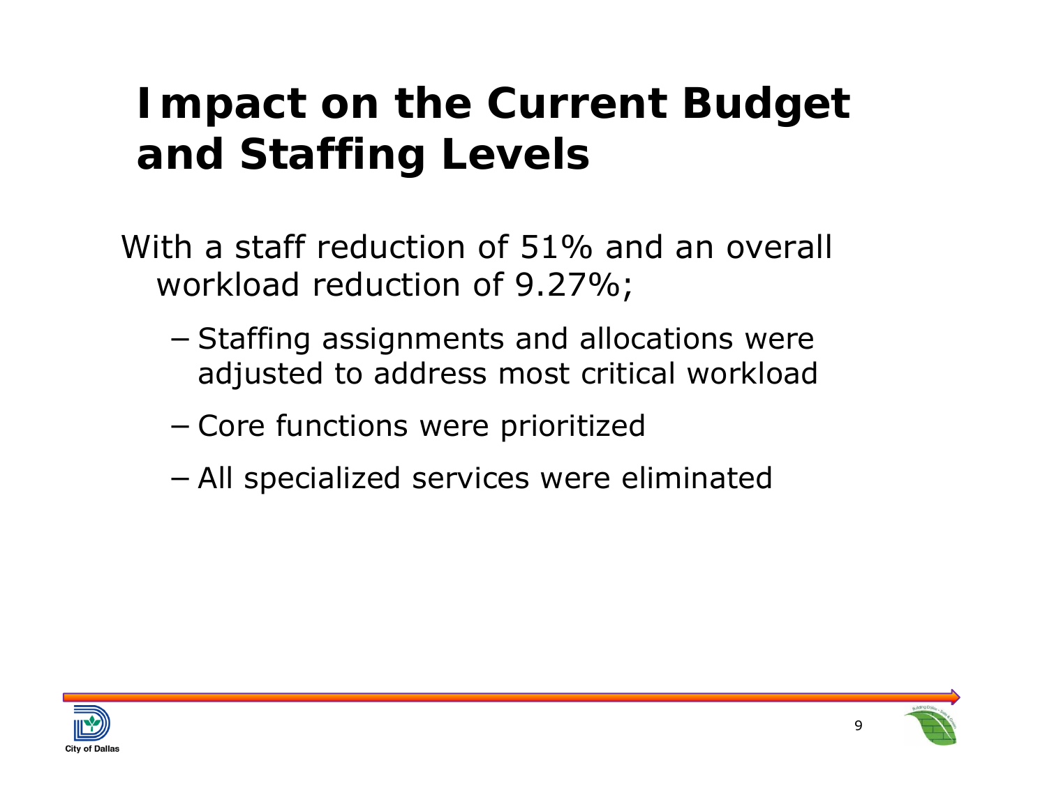# Impact on the Current Budget and Staffing Levels

With a staff reduction of 51% and an overall workload reduction of 9.27%;

- Staffing assignments and allocations were adjusted to address most critical workload
- Core functions were prioritized
- All specialized services were eliminated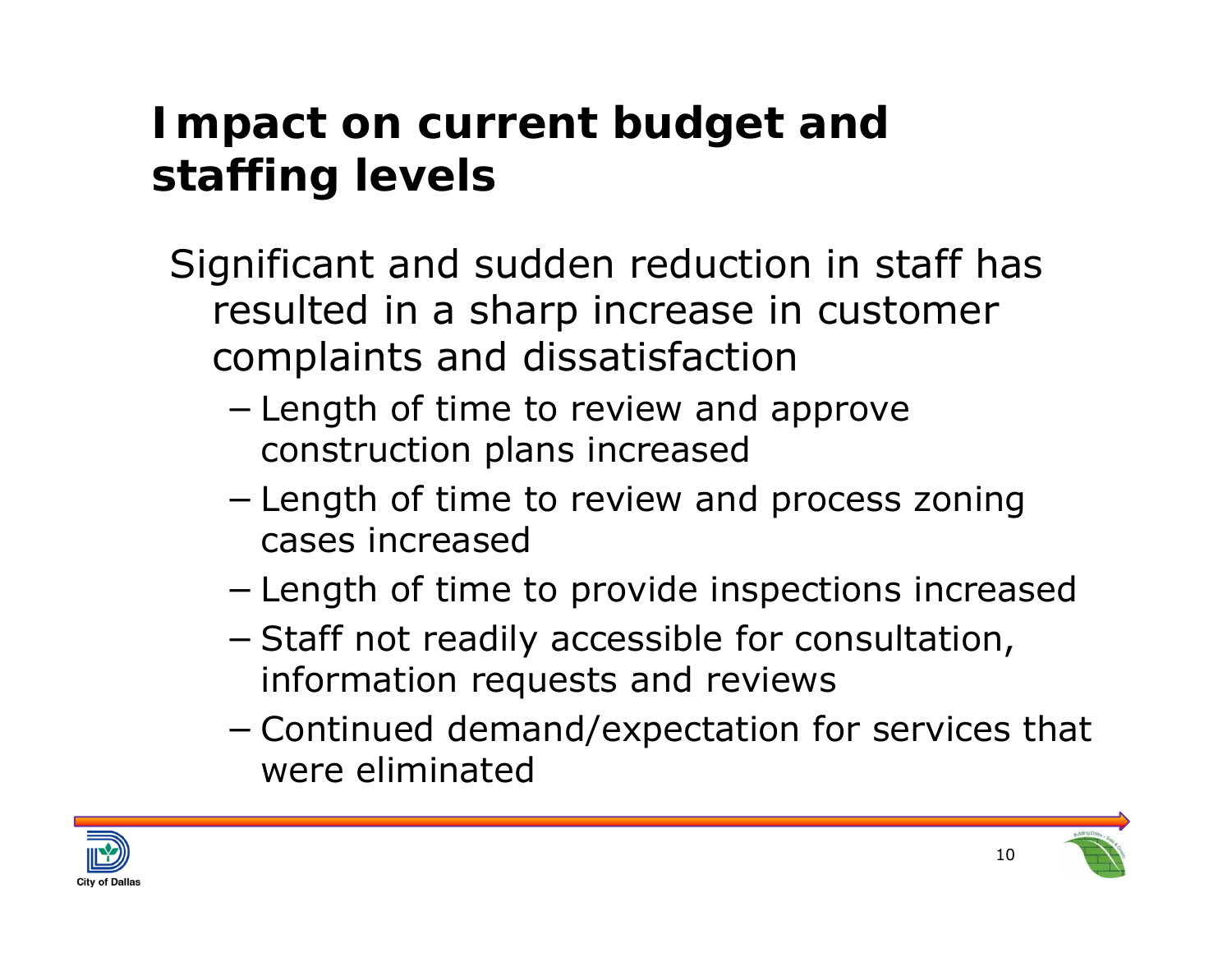# Impact on current budget and staffing levels

Significant and sudden reduction in staff has resulted in a sharp increase in customer complaints and dissatisfaction

- Length of time to review and approve construction plans increased
- Length of time to review and process zoning cases increased
- Length of time to provide inspections increased
- Staff not readily accessible for consultation, information requests and reviews
- Continued demand/expectation for services that were eliminated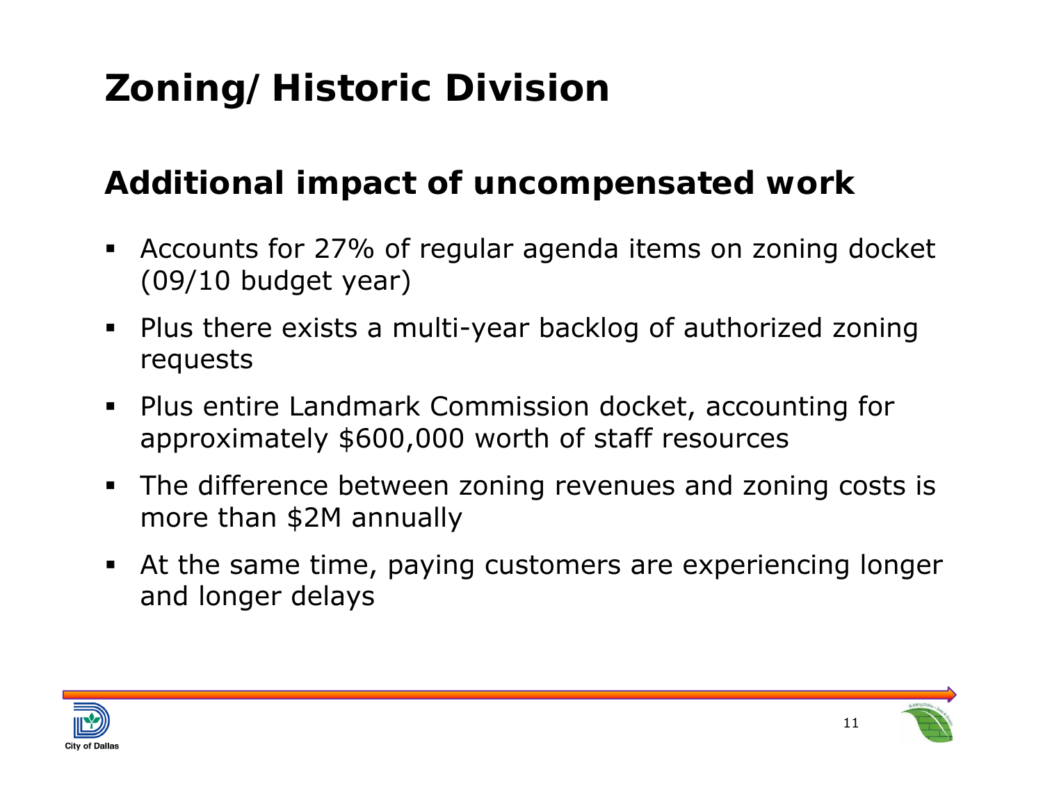# Zoning/ Historic Division

## Additional impact of uncompensated work

- Accounts for 27% of regular agenda items on zoning docket (09/10 budget year)
- Plus there exists a multi-year backlog of authorized zoning requests
- Plus entire Landmark Commission docket, accounting for approximately $600,000 worth of staff resources
- The difference between zoning revenues and zoning costs is more than $2M annually
- At the same time, paying customers are experiencing longer and longer delays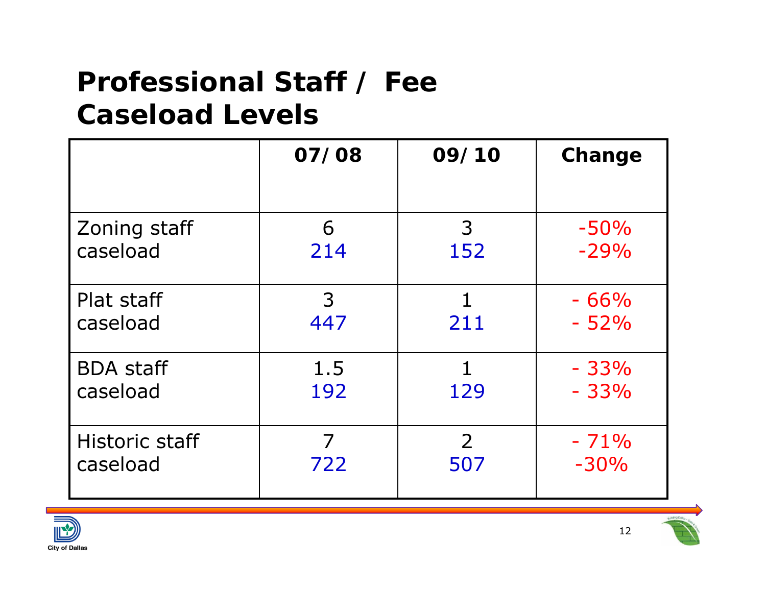# Professional Staff / Fee Caseload Levels

| | 07/08 | 09/10 | Change |
|---|---|---|---|
| Zoning staff<br>caseload | 6<br>214 | 3<br>152 | -50%<br>-29% |
| Plat staff<br>caseload | 3<br>447 | 1<br>211 | - 66%<br>- 52% |
| BDA staff<br>caseload | 1.5<br>192 | 1<br>129 | - 33%<br>- 33% |
| Historic staff<br>caseload | 7<br>722 | 2<br>507 | - 71%<br>-30% |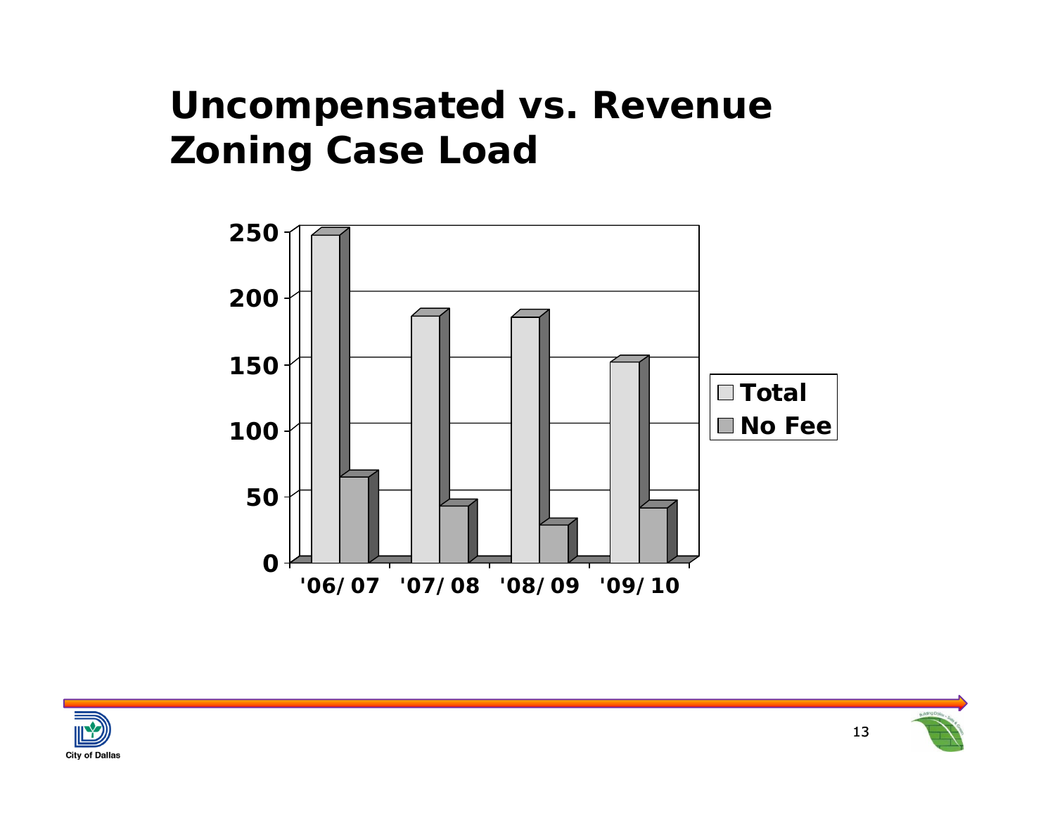# Uncompensated vs. Revenue Zoning Case Load

| | '06/07 | '07/08 | '08/09 | '09/10 |
|---|---|---|---|---|
| Total | 247 | 186 | 185 | 151 |
| No Fee | 65 | 43 | 29 | 42 |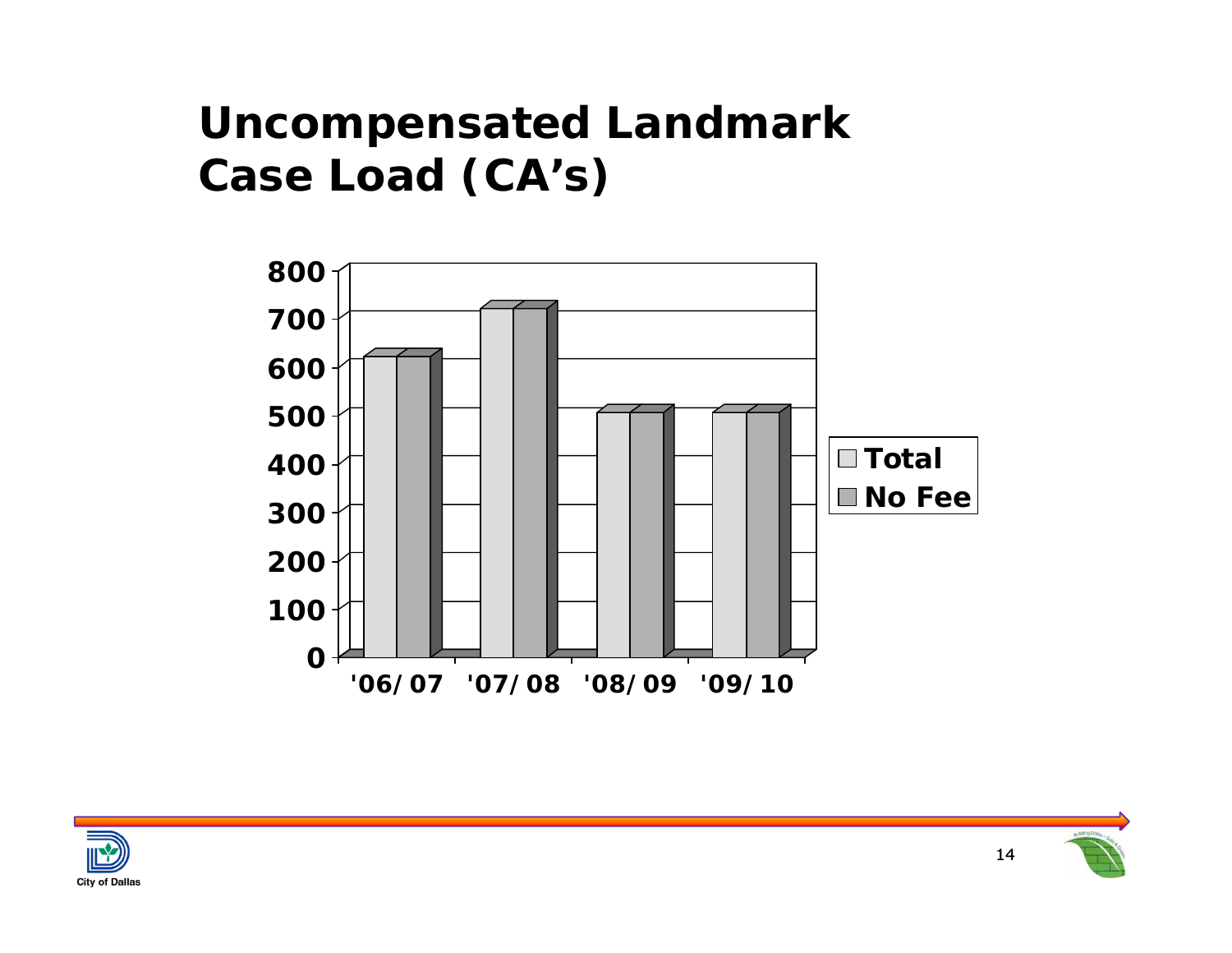# Uncompensated Landmark Case Load (CA's)

| | '06/07 | '07/08 | '08/09 | '09/10 |
|---|---|---|---|---|
| Total | 620 | 720 | 505 | 505 |
| No Fee | 620 | 720 | 505 | 505 |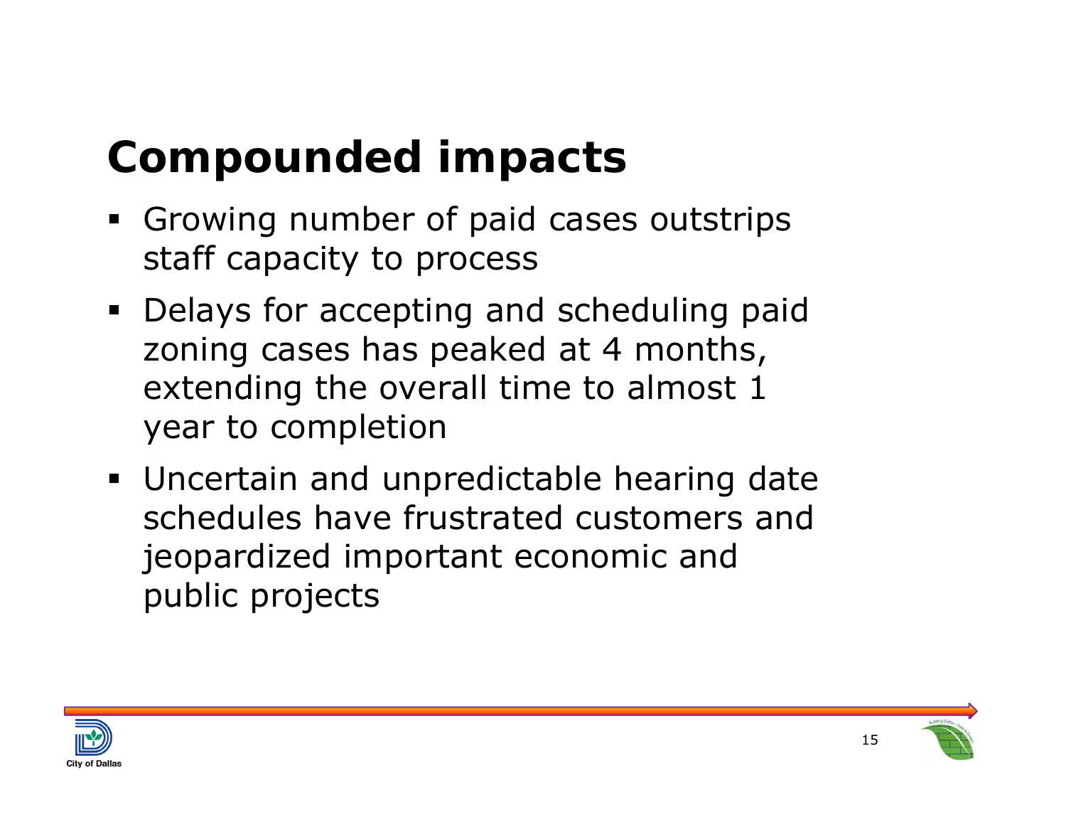# Compounded impacts

- Growing number of paid cases outstrips staff capacity to process
- Delays for accepting and scheduling paid zoning cases has peaked at 4 months, extending the overall time to almost 1 year to completion
- Uncertain and unpredictable hearing date schedules have frustrated customers and jeopardized important economic and public projects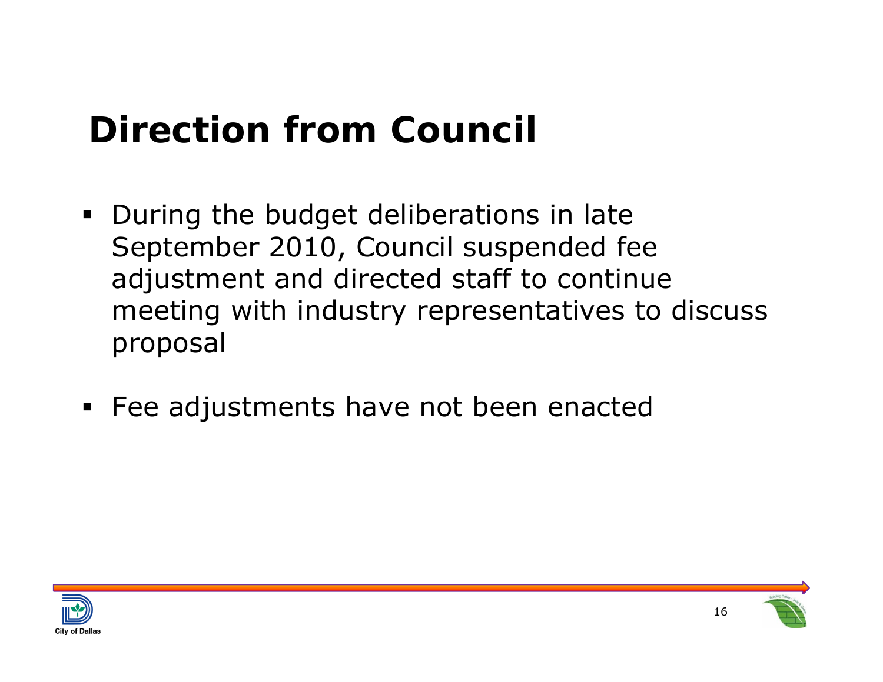# Direction from Council

- During the budget deliberations in late September 2010, Council suspended fee adjustment and directed staff to continue meeting with industry representatives to discuss proposal
- Fee adjustments have not been enacted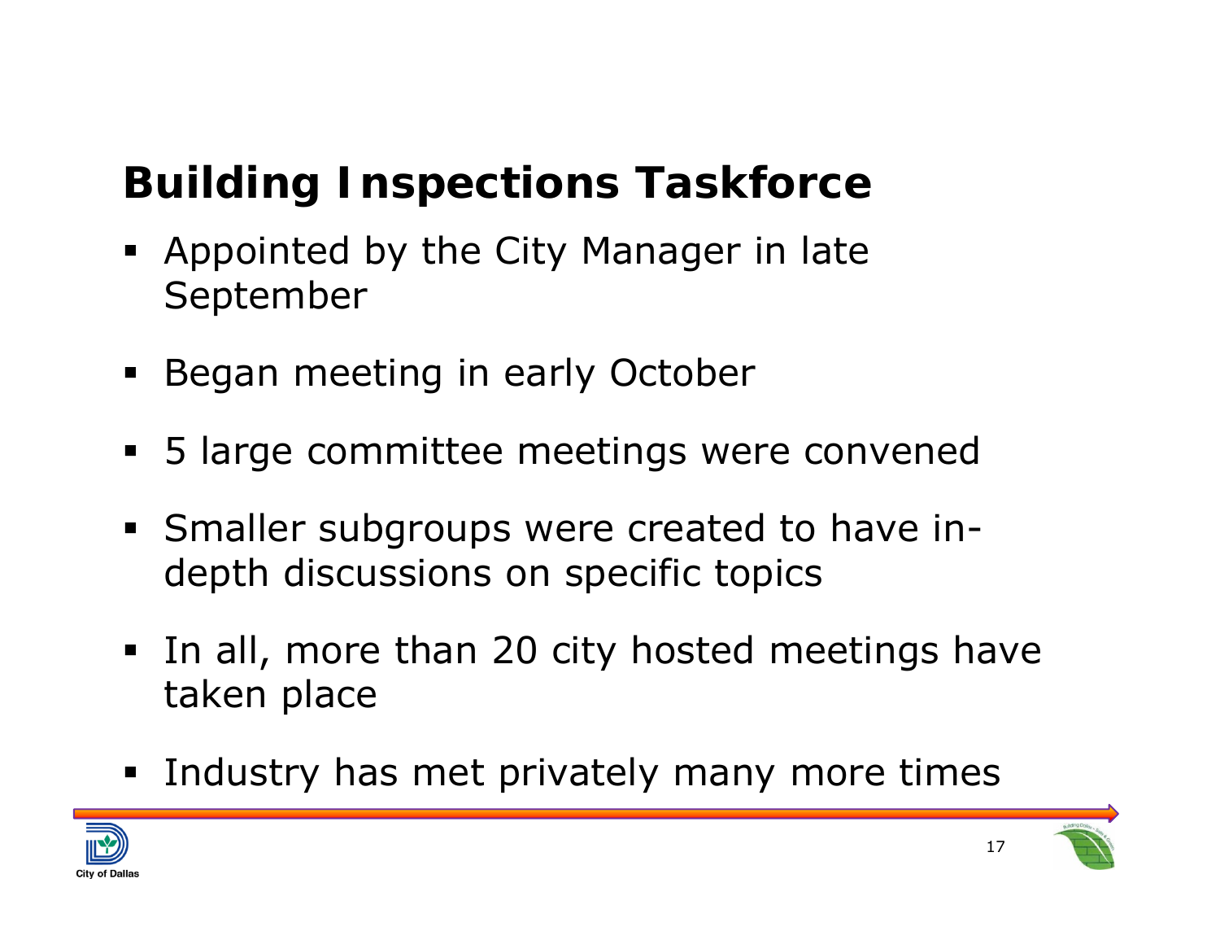## Building Inspections Taskforce

- Appointed by the City Manager in late September
- Began meeting in early October
- 5 large committee meetings were convened
- Smaller subgroups were created to have in-depth discussions on specific topics
- In all, more than 20 city hosted meetings have taken place
- Industry has met privately many more times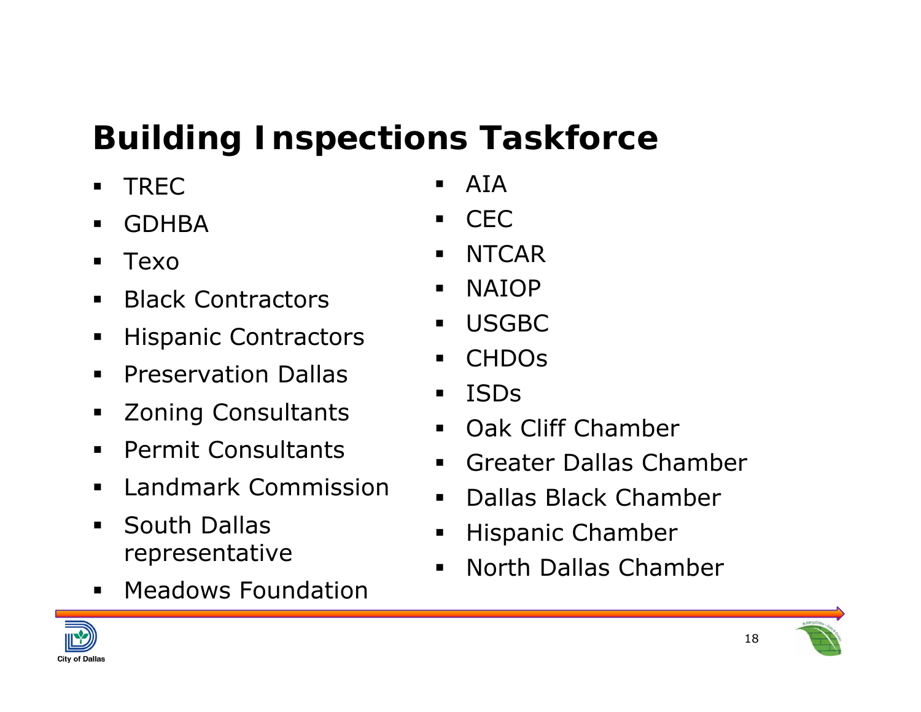# Building Inspections Taskforce

- TREC
- GDHBA
- Texo
- Black Contractors
- Hispanic Contractors
- Preservation Dallas
- Zoning Consultants
- Permit Consultants
- Landmark Commission
- South Dallas representative
- Meadows Foundation
- AIA
- CEC
- NTCAR
- NAIOP
- USGBC
- CHDOs
- ISDs
- Oak Cliff Chamber
- Greater Dallas Chamber
- Dallas Black Chamber
- Hispanic Chamber
- North Dallas Chamber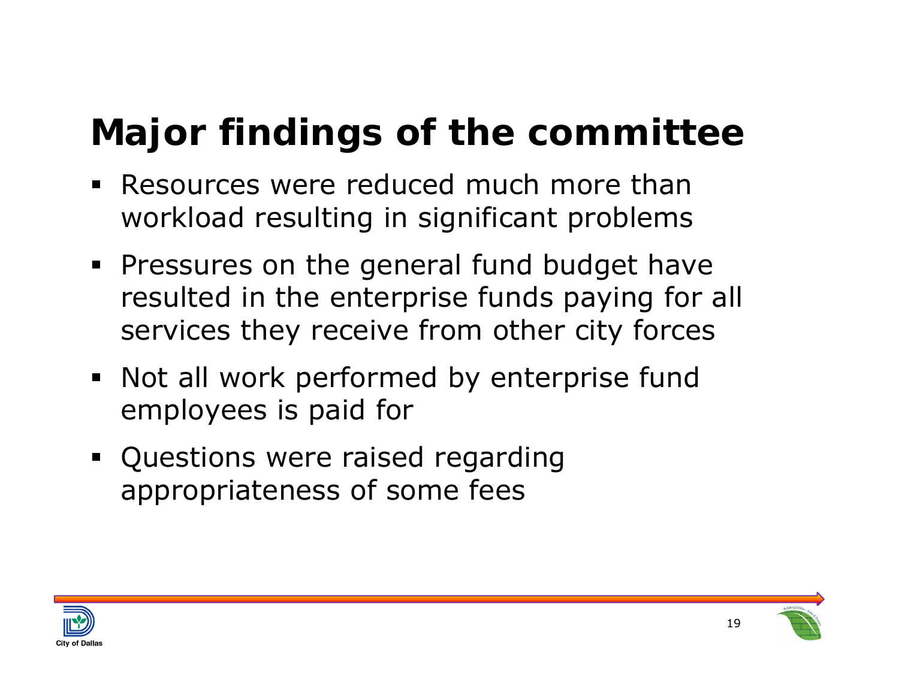# Major findings of the committee

- Resources were reduced much more than workload resulting in significant problems
- Pressures on the general fund budget have resulted in the enterprise funds paying for all services they receive from other city forces
- Not all work performed by enterprise fund employees is paid for
- Questions were raised regarding appropriateness of some fees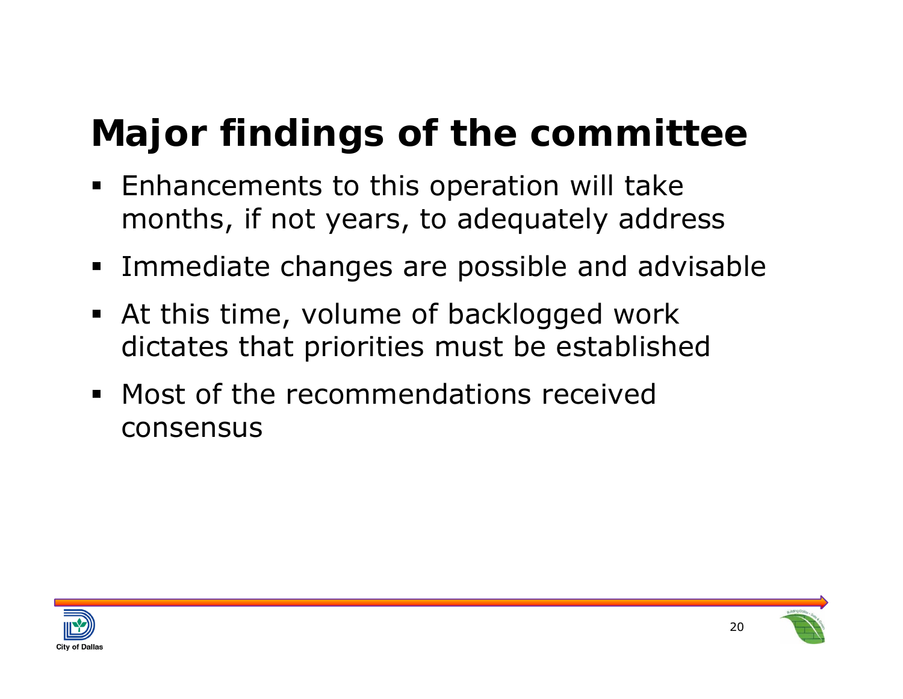# Major findings of the committee

- Enhancements to this operation will take months, if not years, to adequately address
- Immediate changes are possible and advisable
- At this time, volume of backlogged work dictates that priorities must be established
- Most of the recommendations received consensus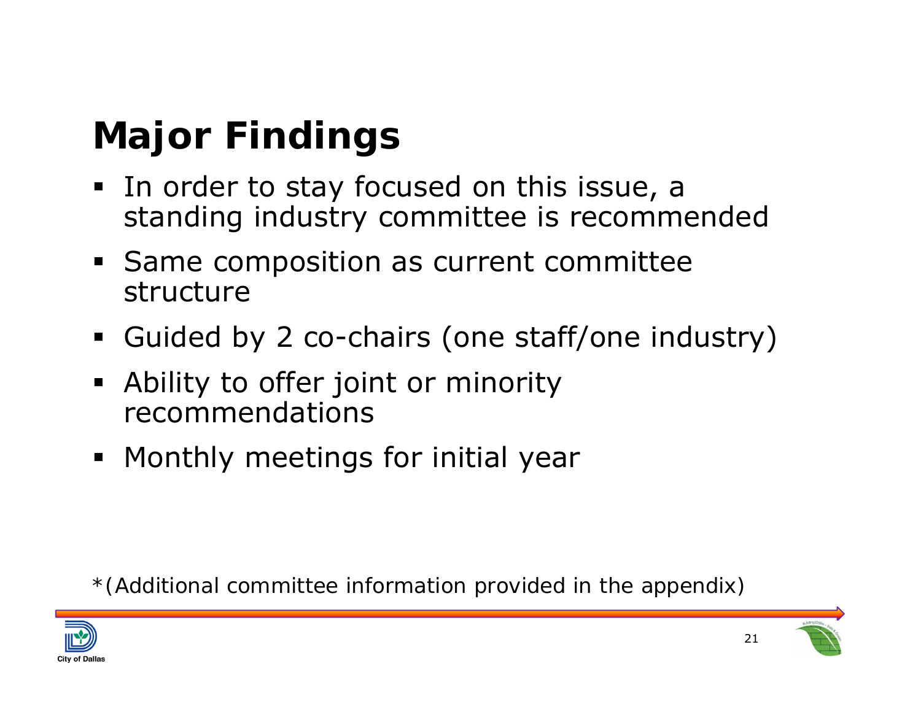# Major Findings

- In order to stay focused on this issue, a standing industry committee is recommended
- Same composition as current committee structure
- Guided by 2 co-chairs (one staff/one industry)
- Ability to offer joint or minority recommendations
- Monthly meetings for initial year

*(Additional committee information provided in the appendix)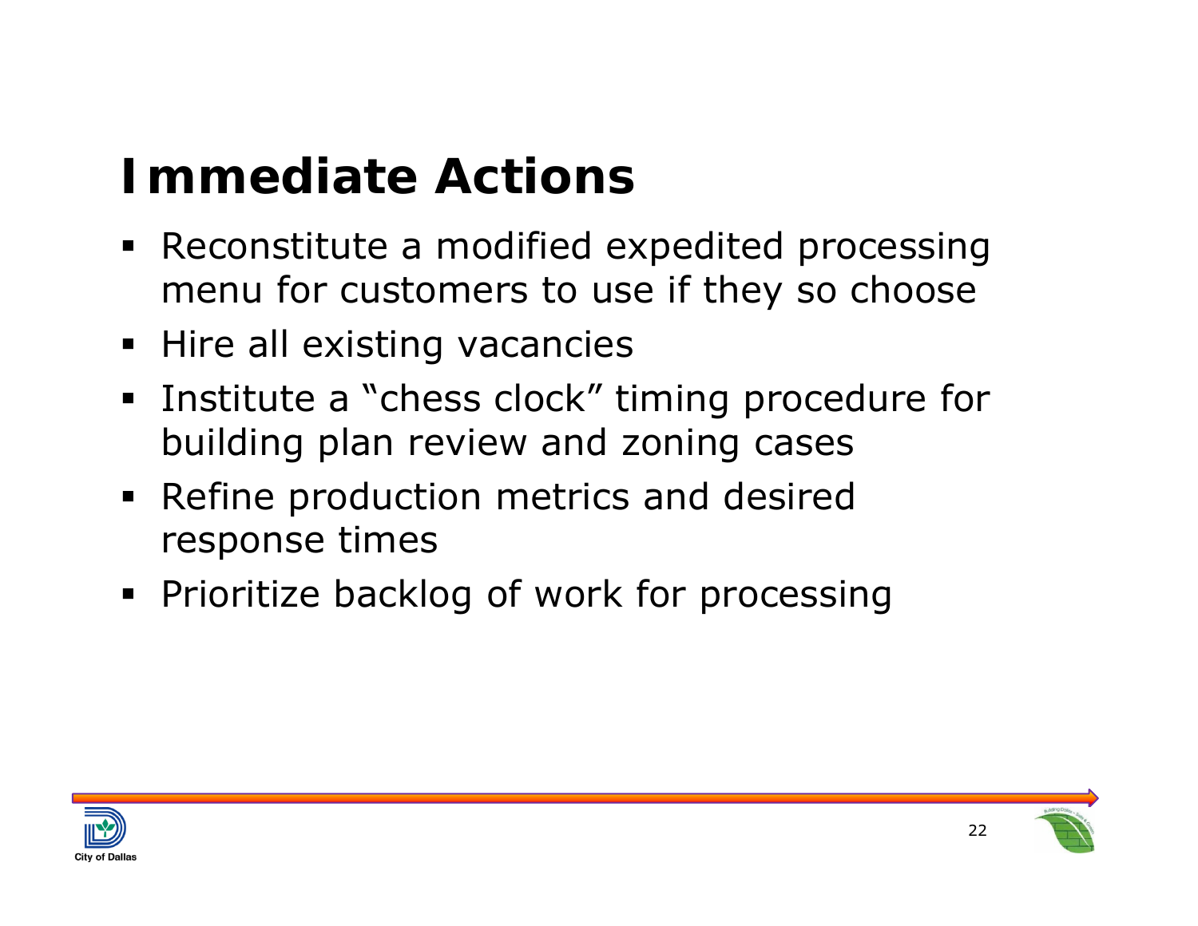# Immediate Actions

- Reconstitute a modified expedited processing menu for customers to use if they so choose
- Hire all existing vacancies
- Institute a "chess clock" timing procedure for building plan review and zoning cases
- Refine production metrics and desired response times
- Prioritize backlog of work for processing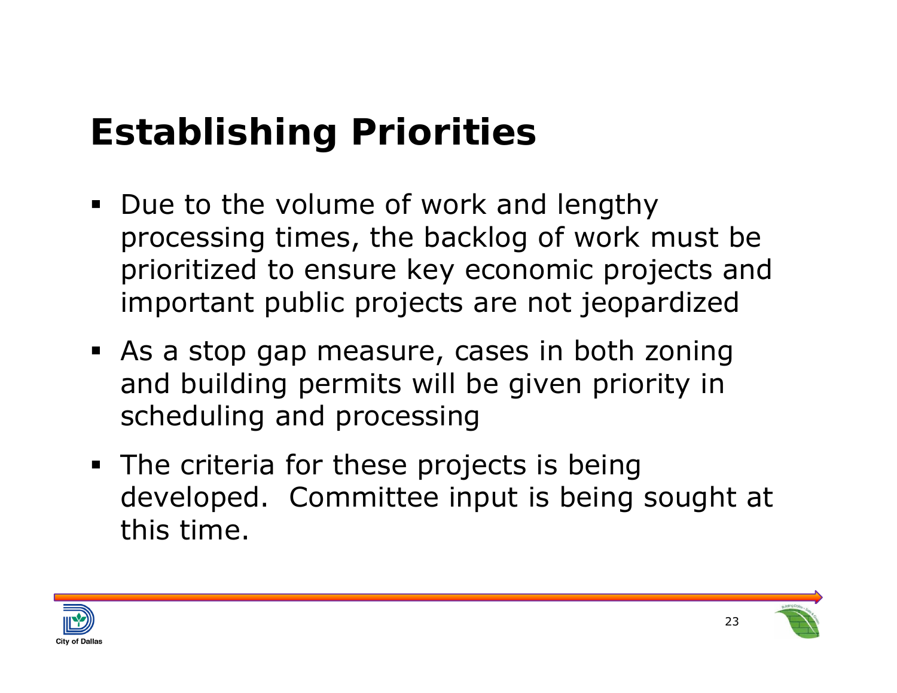# Establishing Priorities

- Due to the volume of work and lengthy processing times, the backlog of work must be prioritized to ensure key economic projects and important public projects are not jeopardized
- As a stop gap measure, cases in both zoning and building permits will be given priority in scheduling and processing
- The criteria for these projects is being developed. Committee input is being sought at this time.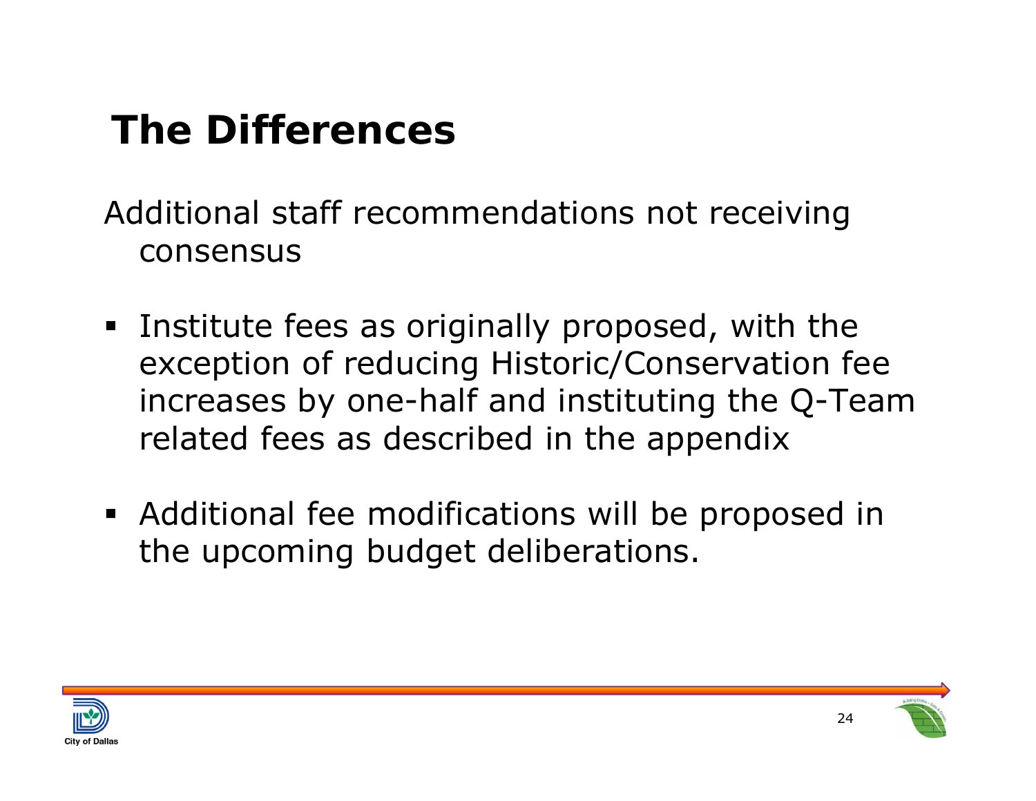# The Differences

Additional staff recommendations not receiving consensus

- Institute fees as originally proposed, with the exception of reducing Historic/Conservation fee increases by one-half and instituting the Q-Team related fees as described in the appendix
- Additional fee modifications will be proposed in the upcoming budget deliberations.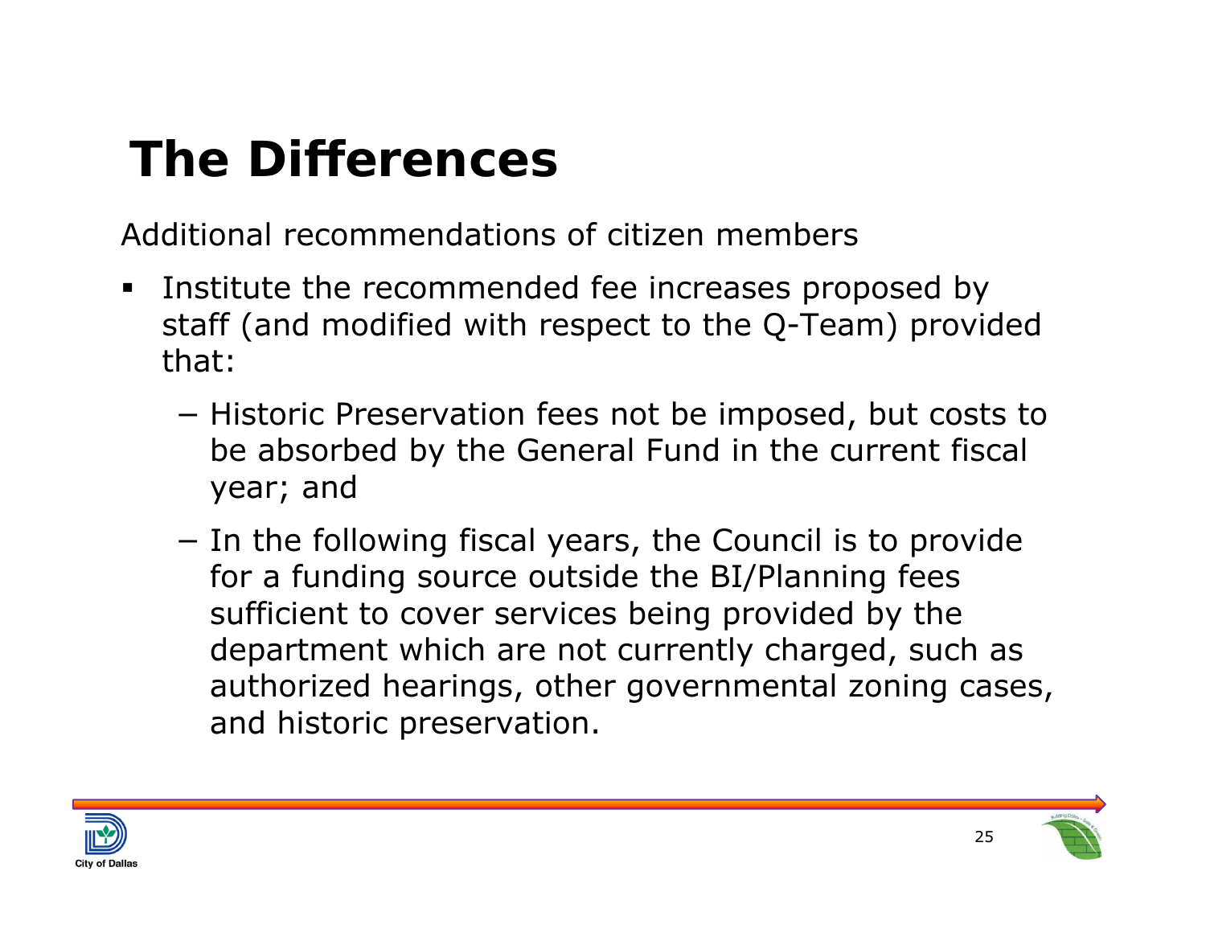# The Differences

Additional recommendations of citizen members

- Institute the recommended fee increases proposed by staff (and modified with respect to the Q-Team) provided that:
  - Historic Preservation fees not be imposed, but costs to be absorbed by the General Fund in the current fiscal year; and
  - In the following fiscal years, the Council is to provide for a funding source outside the BI/Planning fees sufficient to cover services being provided by the department which are not currently charged, such as authorized hearings, other governmental zoning cases, and historic preservation.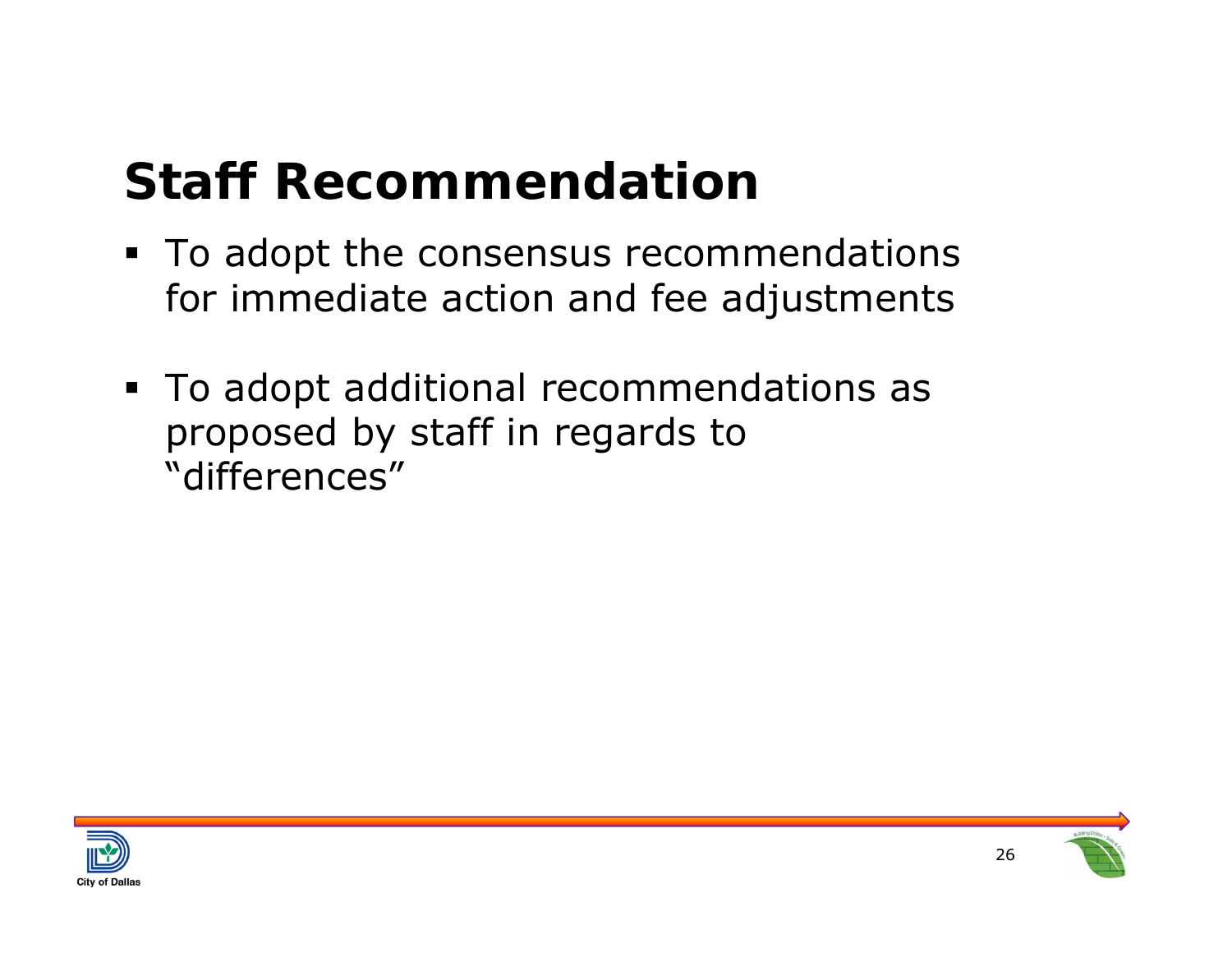# Staff Recommendation

- To adopt the consensus recommendations for immediate action and fee adjustments
- To adopt additional recommendations as proposed by staff in regards to "differences"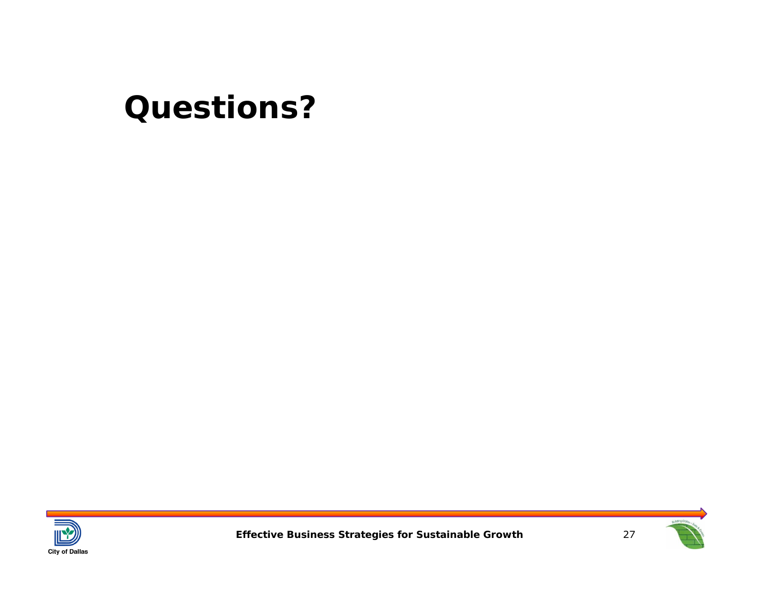# Questions?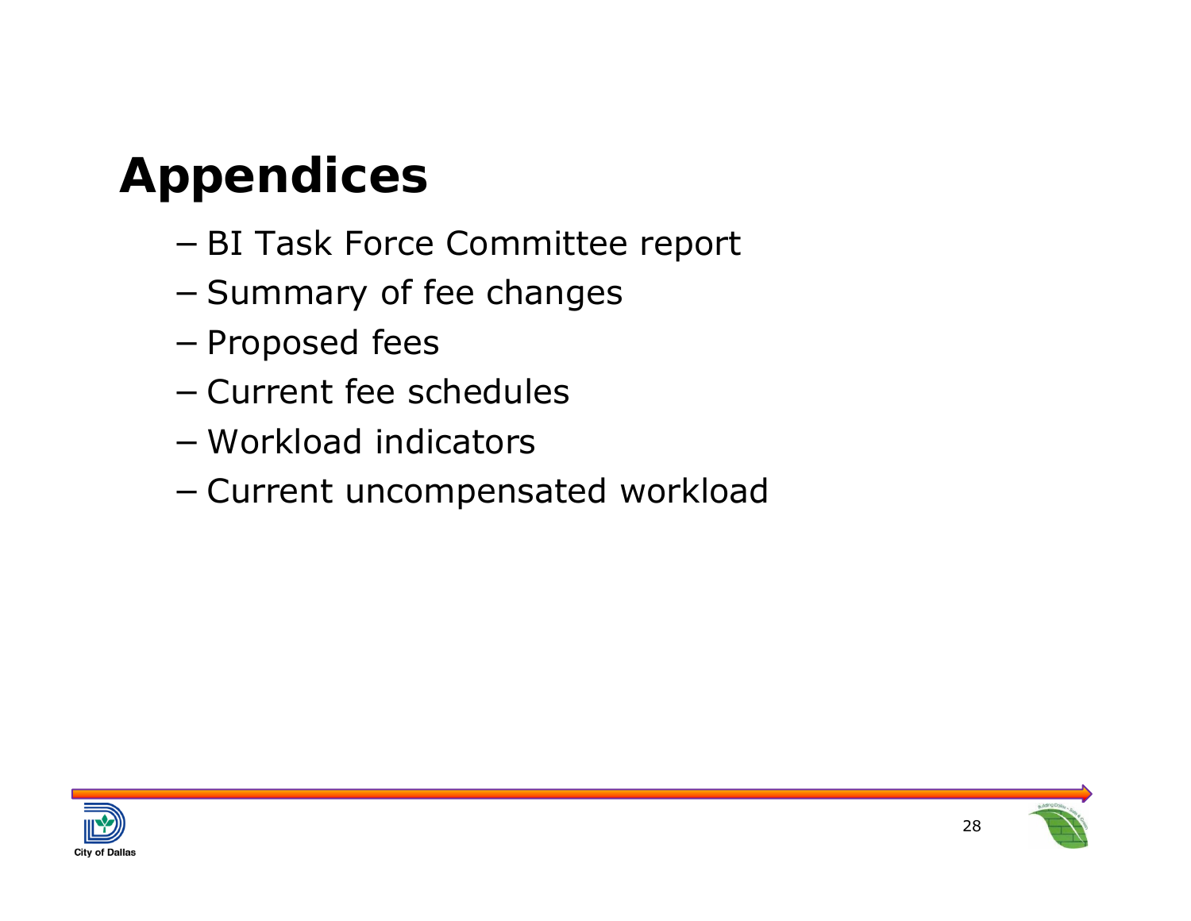# Appendices

- BI Task Force Committee report
- Summary of fee changes
- Proposed fees
- Current fee schedules
- Workload indicators
- Current uncompensated workload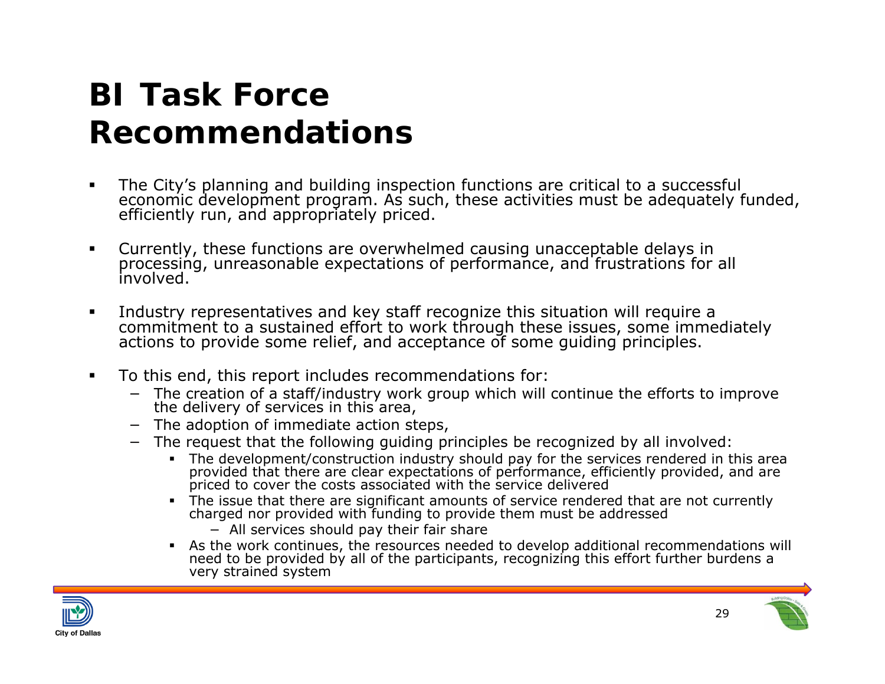# BI Task Force Recommendations

- The City's planning and building inspection functions are critical to a successful economic development program. As such, these activities must be adequately funded, efficiently run, and appropriately priced.
- Currently, these functions are overwhelmed causing unacceptable delays in processing, unreasonable expectations of performance, and frustrations for all involved.
- Industry representatives and key staff recognize this situation will require a commitment to a sustained effort to work through these issues, some immediately actions to provide some relief, and acceptance of some guiding principles.
- To this end, this report includes recommendations for:
  - The creation of a staff/industry work group which will continue the efforts to improve the delivery of services in this area,
  - The adoption of immediate action steps,
  - The request that the following guiding principles be recognized by all involved:
    - The development/construction industry should pay for the services rendered in this area provided that there are clear expectations of performance, efficiently provided, and are priced to cover the costs associated with the service delivered
    - The issue that there are significant amounts of service rendered that are not currently charged nor provided with funding to provide them must be addressed
      - All services should pay their fair share
    - As the work continues, the resources needed to develop additional recommendations will need to be provided by all of the participants, recognizing this effort further burdens a very strained system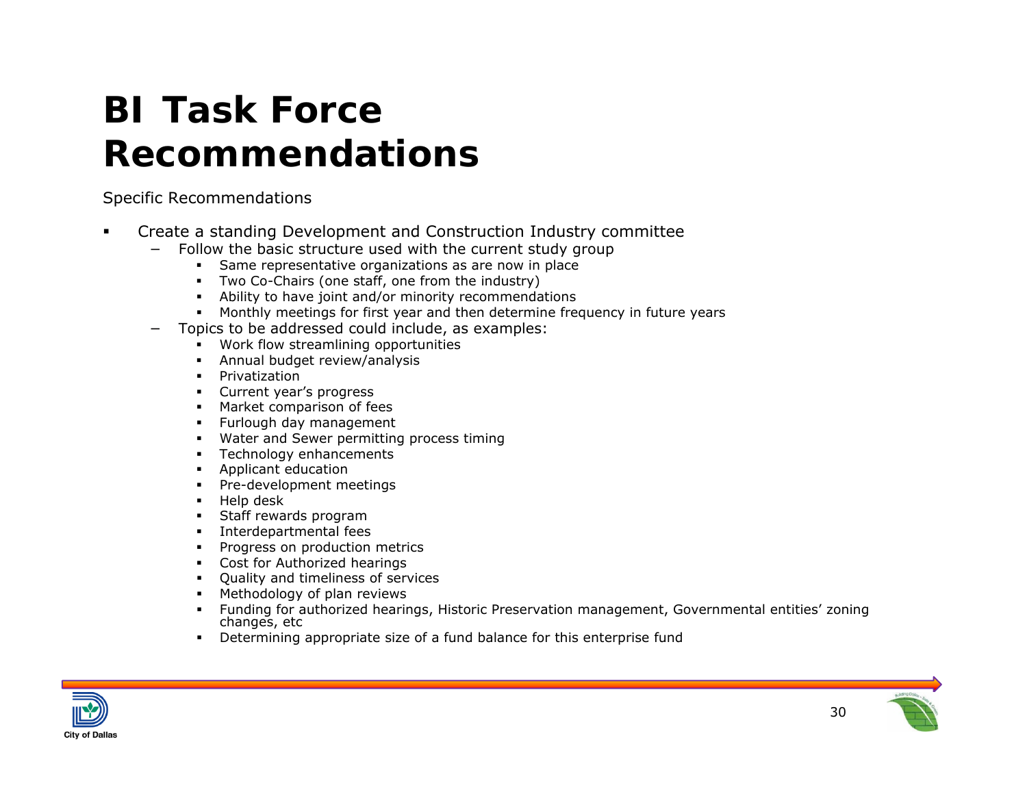# BI Task Force Recommendations

Specific Recommendations

- Create a standing Development and Construction Industry committee
  - Follow the basic structure used with the current study group
    - Same representative organizations as are now in place
    - Two Co-Chairs (one staff, one from the industry)
    - Ability to have joint and/or minority recommendations
    - Monthly meetings for first year and then determine frequency in future years
  - Topics to be addressed could include, as examples:
    - Work flow streamlining opportunities
    - Annual budget review/analysis
    - Privatization
    - Current year's progress
    - Market comparison of fees
    - Furlough day management
    - Water and Sewer permitting process timing
    - Technology enhancements
    - Applicant education
    - Pre-development meetings
    - Help desk
    - Staff rewards program
    - Interdepartmental fees
    - Progress on production metrics
    - Cost for Authorized hearings
    - Quality and timeliness of services
    - Methodology of plan reviews
    - Funding for authorized hearings, Historic Preservation management, Governmental entities' zoning changes, etc
    - Determining appropriate size of a fund balance for this enterprise fund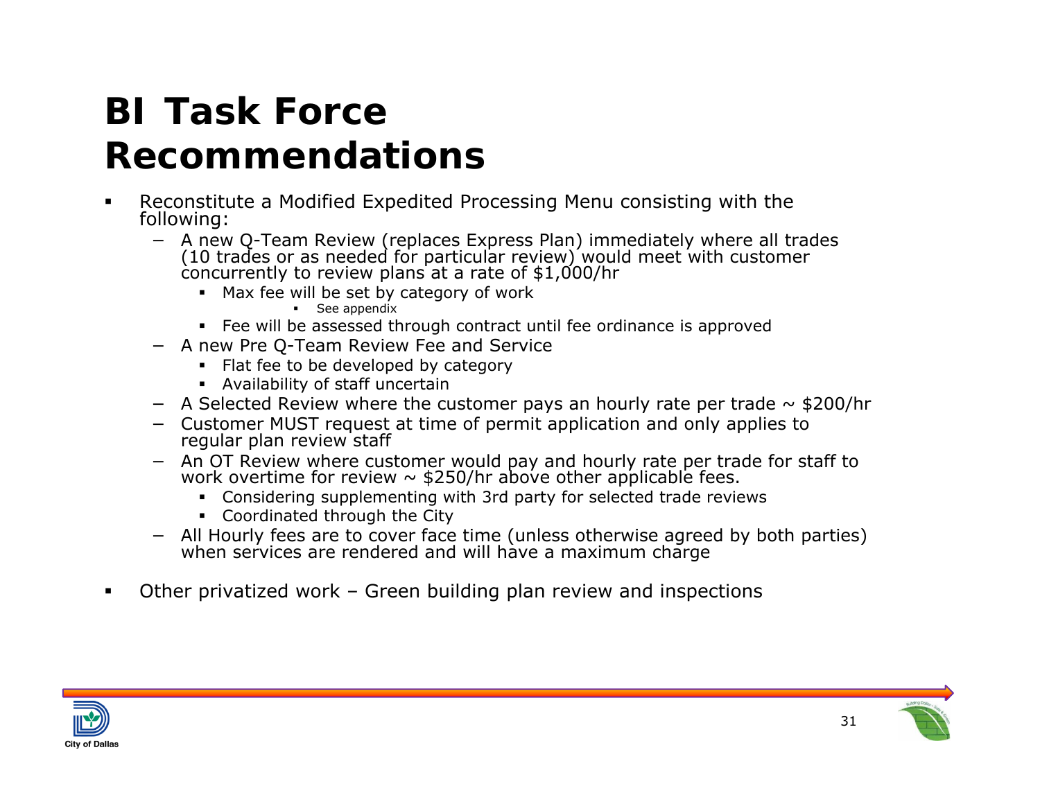# BI Task Force Recommendations

- Reconstitute a Modified Expedited Processing Menu consisting with the following:
  - A new Q-Team Review (replaces Express Plan) immediately where all trades (10 trades or as needed for particular review) would meet with customer concurrently to review plans at a rate of $1,000/hr
    - Max fee will be set by category of work
      - See appendix
    - Fee will be assessed through contract until fee ordinance is approved
  - A new Pre Q-Team Review Fee and Service
    - Flat fee to be developed by category
    - Availability of staff uncertain
  - A Selected Review where the customer pays an hourly rate per trade ~ $200/hr
  - Customer MUST request at time of permit application and only applies to regular plan review staff
  - An OT Review where customer would pay and hourly rate per trade for staff to work overtime for review ~ $250/hr above other applicable fees.
    - Considering supplementing with 3rd party for selected trade reviews
    - Coordinated through the City
  - All Hourly fees are to cover face time (unless otherwise agreed by both parties) when services are rendered and will have a maximum charge
- Other privatized work – Green building plan review and inspections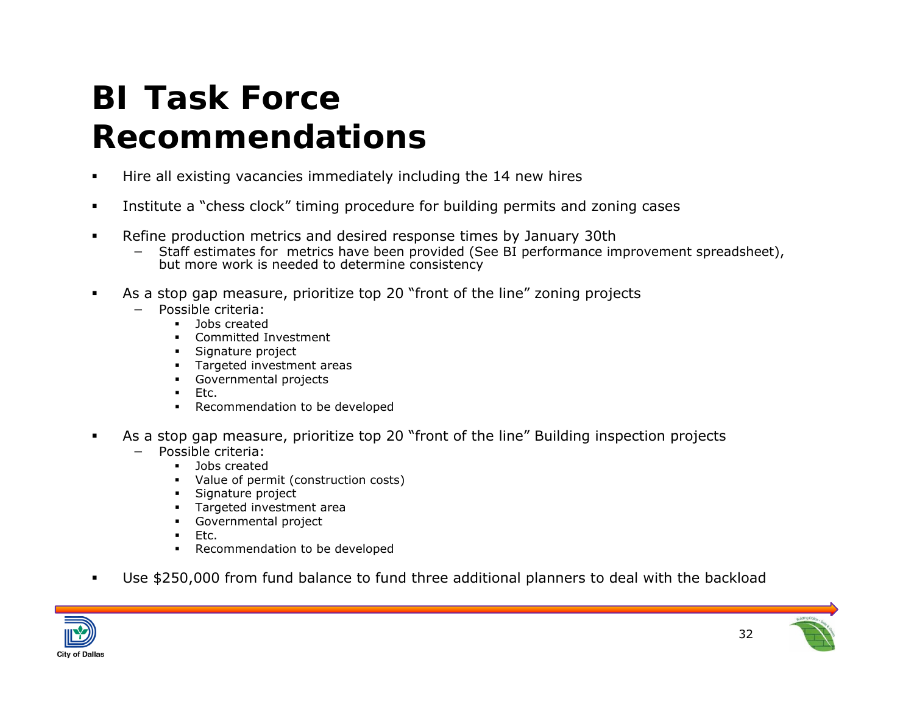# BI Task Force Recommendations

- Hire all existing vacancies immediately including the 14 new hires
- Institute a "chess clock" timing procedure for building permits and zoning cases
- Refine production metrics and desired response times by January 30th
  - Staff estimates for metrics have been provided (See BI performance improvement spreadsheet), but more work is needed to determine consistency
- As a stop gap measure, prioritize top 20 "front of the line" zoning projects
  - Possible criteria:
    - Jobs created
    - Committed Investment
    - Signature project
    - Targeted investment areas
    - Governmental projects
    - Etc.
    - Recommendation to be developed
- As a stop gap measure, prioritize top 20 "front of the line" Building inspection projects
  - Possible criteria:
    - Jobs created
    - Value of permit (construction costs)
    - Signature project
    - Targeted investment area
    - Governmental project
    - Etc.
    - Recommendation to be developed
- Use $250,000 from fund balance to fund three additional planners to deal with the backload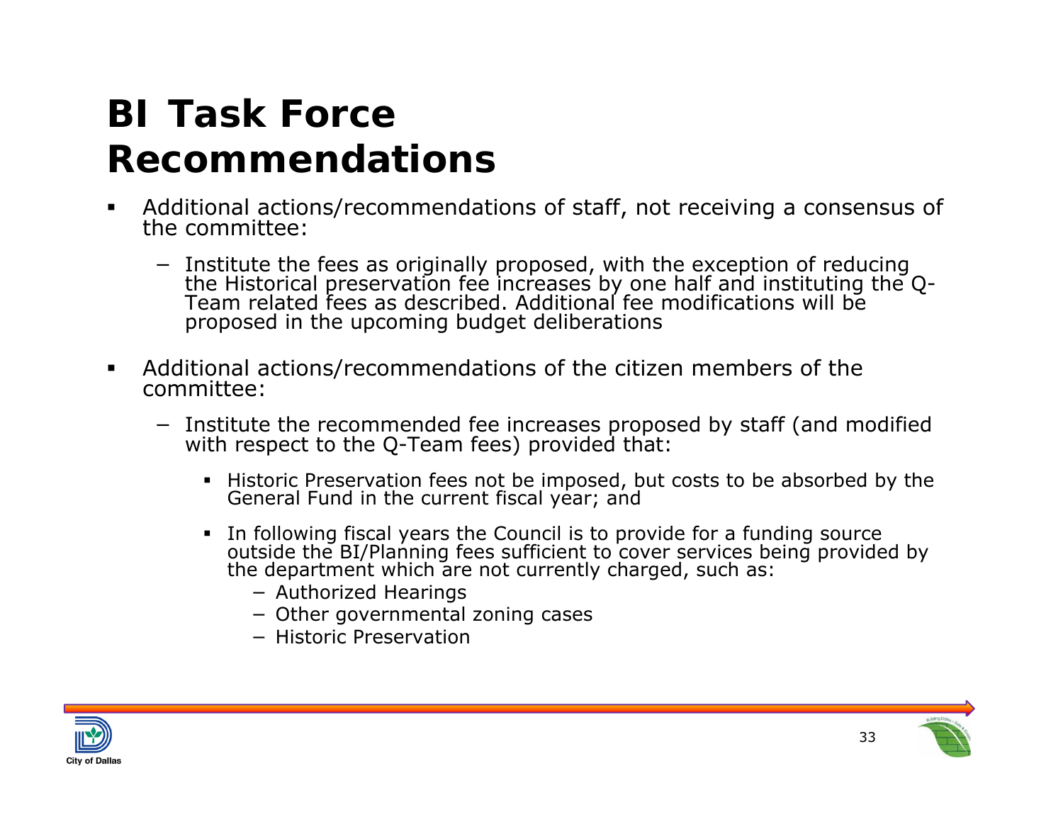# BI Task Force Recommendations

- Additional actions/recommendations of staff, not receiving a consensus of the committee:
  - Institute the fees as originally proposed, with the exception of reducing the Historical preservation fee increases by one half and instituting the Q-Team related fees as described. Additional fee modifications will be proposed in the upcoming budget deliberations

- Additional actions/recommendations of the citizen members of the committee:
  - Institute the recommended fee increases proposed by staff (and modified with respect to the Q-Team fees) provided that:
    - Historic Preservation fees not be imposed, but costs to be absorbed by the General Fund in the current fiscal year; and
    - In following fiscal years the Council is to provide for a funding source outside the BI/Planning fees sufficient to cover services being provided by the department which are not currently charged, such as:
      - Authorized Hearings
      - Other governmental zoning cases
      - Historic Preservation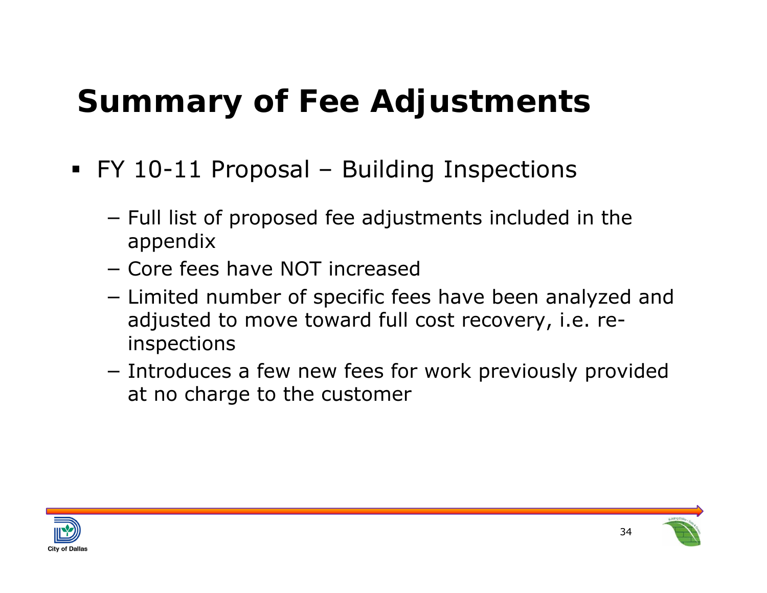# Summary of Fee Adjustments

- FY 10-11 Proposal – Building Inspections
  - Full list of proposed fee adjustments included in the appendix
  - Core fees have NOT increased
  - Limited number of specific fees have been analyzed and adjusted to move toward full cost recovery, i.e. re-inspections
  - Introduces a few new fees for work previously provided at no charge to the customer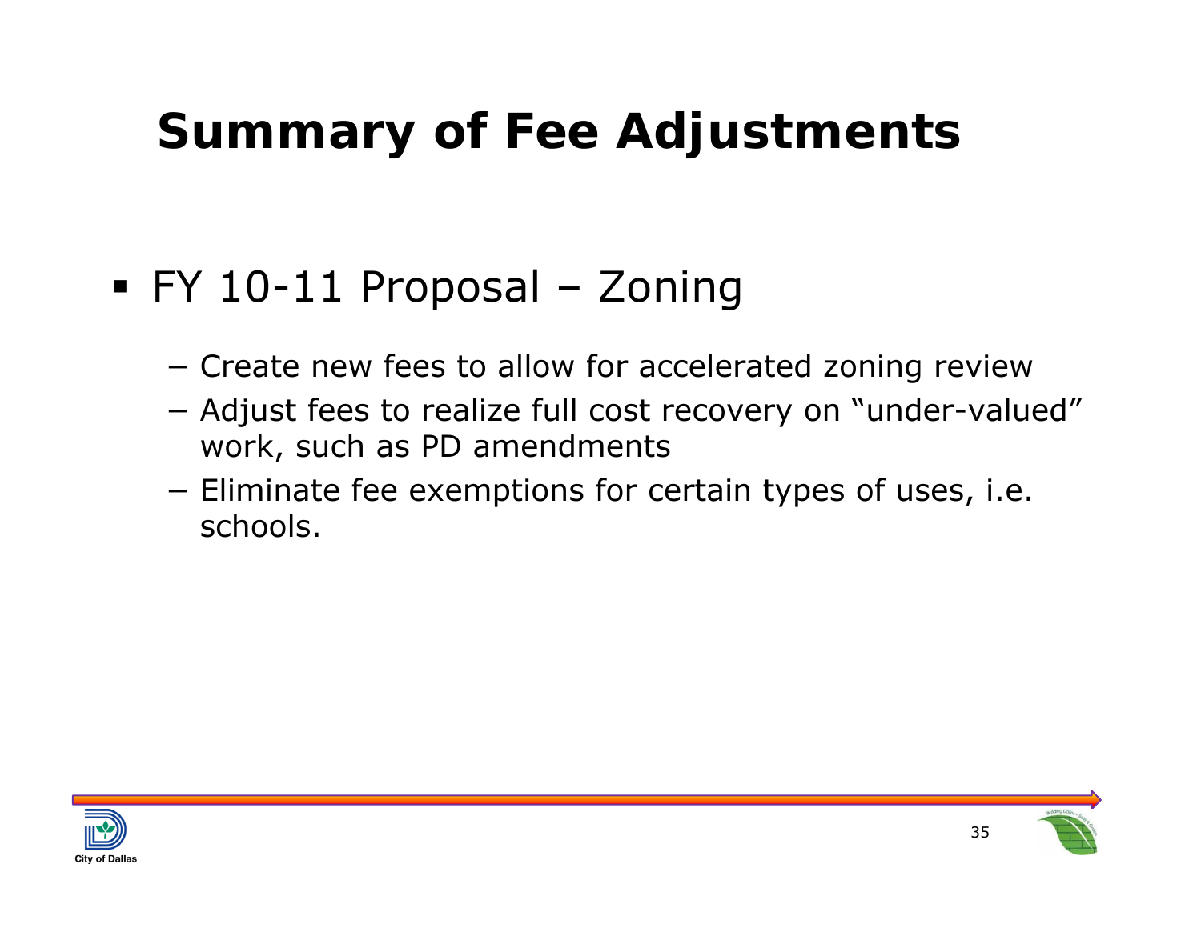# Summary of Fee Adjustments

- FY 10-11 Proposal – Zoning
  - Create new fees to allow for accelerated zoning review
  - Adjust fees to realize full cost recovery on "under-valued" work, such as PD amendments
  - Eliminate fee exemptions for certain types of uses, i.e. schools.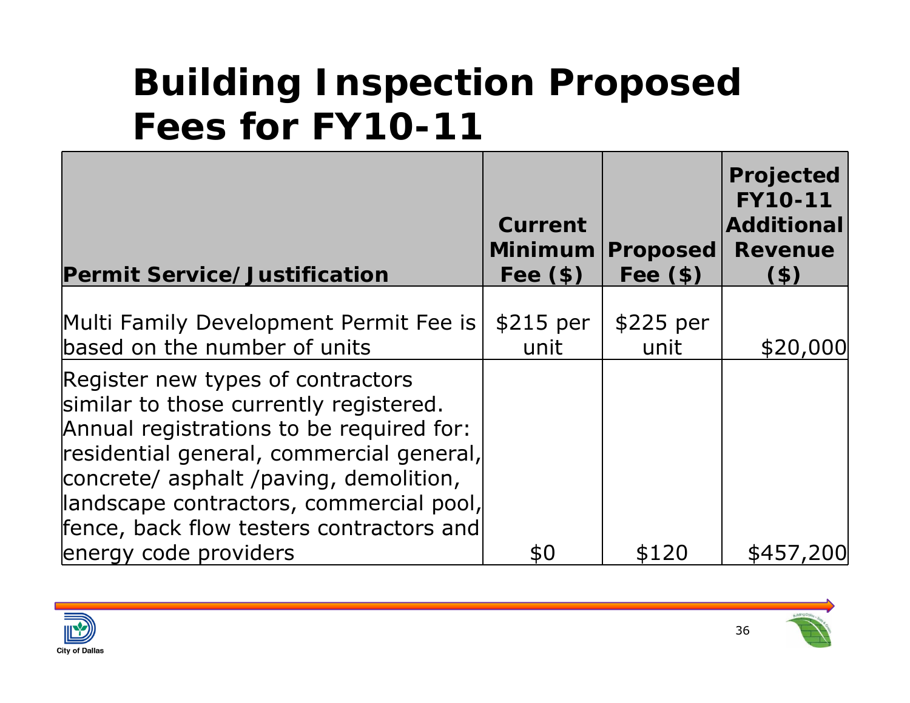# Building Inspection Proposed Fees for FY10-11

| Permit Service/Justification | Current Minimum Fee ($) | Proposed Fee ($) | Projected FY10-11 Additional Revenue ($) |
|---|---|---|---|
| Multi Family Development Permit Fee is based on the number of units | $215 per unit | $225 per unit | $20,000 |
| Register new types of contractors similar to those currently registered. Annual registrations to be required for: residential general, commercial general, concrete/ asphalt /paving, demolition, landscape contractors, commercial pool, fence, back flow testers contractors and energy code providers | $0 | $120 | $457,200 |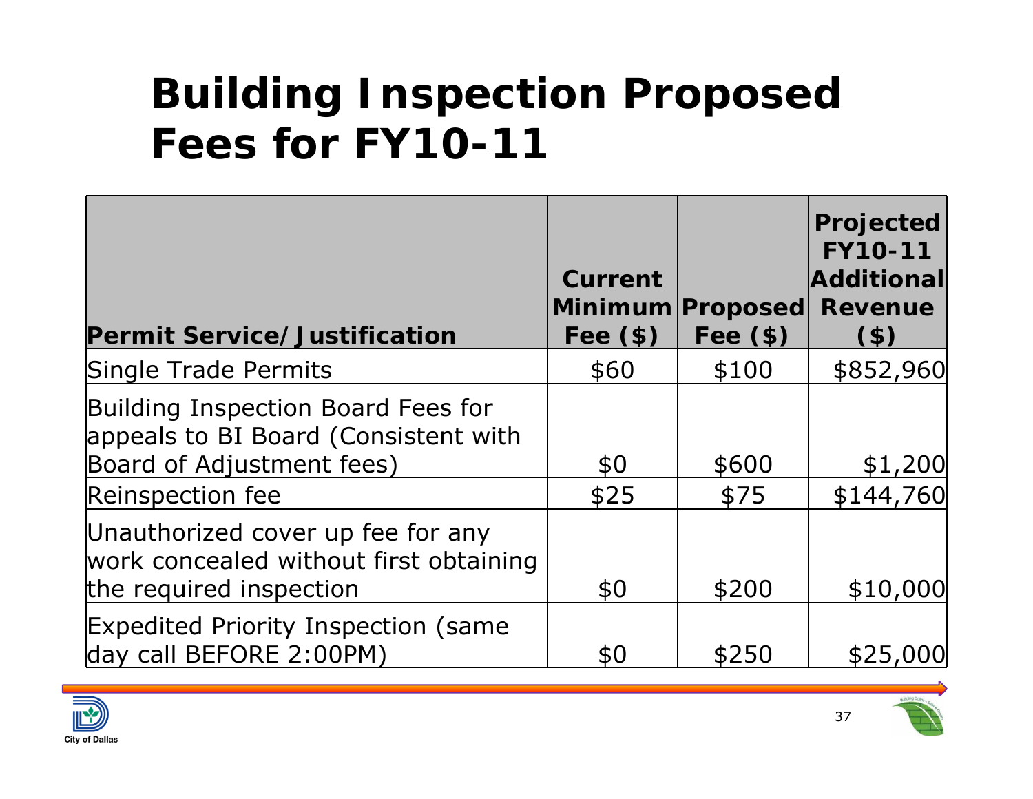# Building Inspection Proposed Fees for FY10-11

| Permit Service/Justification | Current Minimum Fee ($) | Proposed Fee ($) | Projected FY10-11 Additional Revenue ($) |
|---|---|---|---|
| Single Trade Permits | $60 | $100 | $852,960 |
| Building Inspection Board Fees for appeals to BI Board (Consistent with Board of Adjustment fees) | $0 | $600 | $1,200 |
| Reinspection fee | $25 | $75 | $144,760 |
| Unauthorized cover up fee for any work concealed without first obtaining the required inspection | $0 | $200 | $10,000 |
| Expedited Priority Inspection (same day call BEFORE 2:00PM) | $0 | $250 | $25,000 |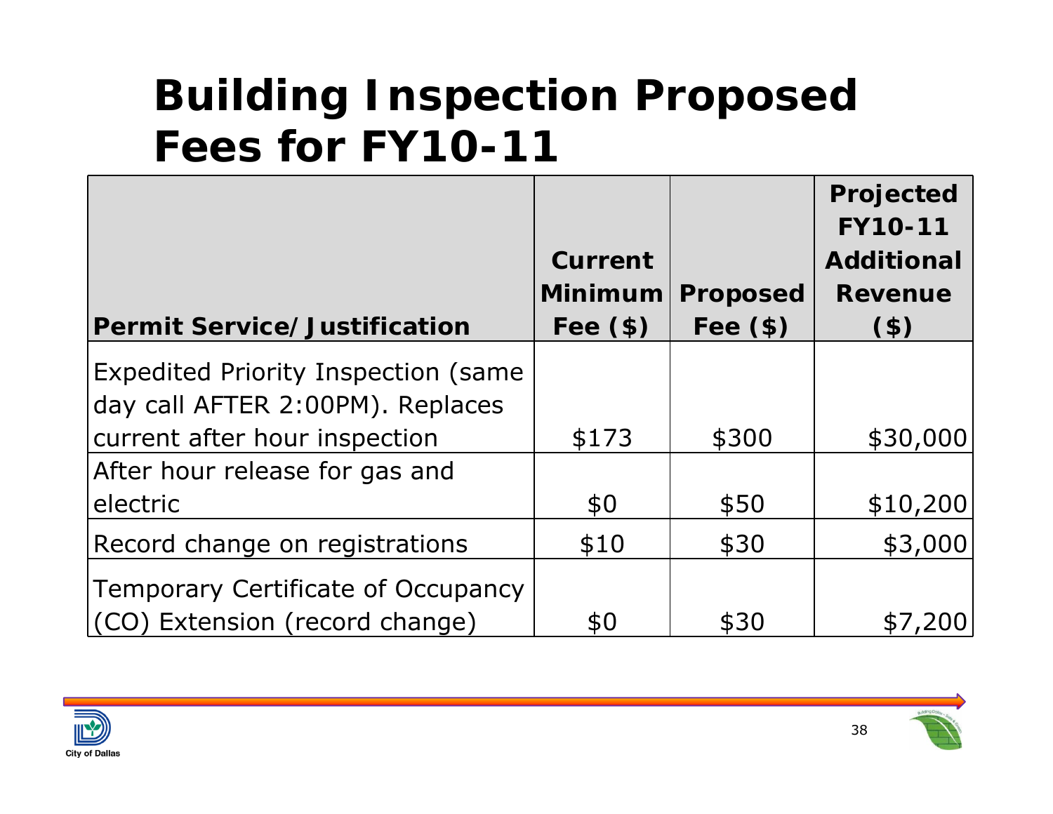# Building Inspection Proposed Fees for FY10-11

| Permit Service/Justification | Current Minimum Fee ($) | Proposed Fee ($) | Projected FY10-11 Additional Revenue ($) |
|---|---|---|---|
| Expedited Priority Inspection (same day call AFTER 2:00PM). Replaces current after hour inspection | $173 | $300 | $30,000 |
| After hour release for gas and electric | $0 | $50 | $10,200 |
| Record change on registrations | $10 | $30 | $3,000 |
| Temporary Certificate of Occupancy (CO) Extension (record change) | $0 | $30 | $7,200 |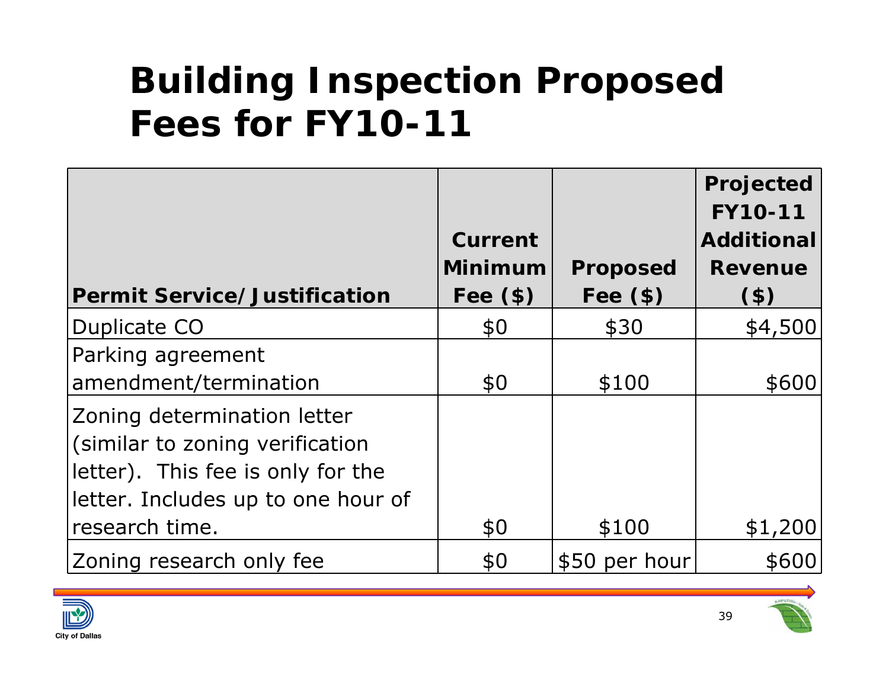# Building Inspection Proposed Fees for FY10-11

| Permit Service/Justification | Current Minimum Fee ($) | Proposed Fee ($) | Projected FY10-11 Additional Revenue ($) |
|---|---|---|---|
| Duplicate CO | $0 | $30 | $4,500 |
| Parking agreement amendment/termination | $0 | $100 | $600 |
| Zoning determination letter (similar to zoning verification letter). This fee is only for the letter. Includes up to one hour of research time. | $0 | $100 | $1,200 |
| Zoning research only fee | $0 | $50 per hour | $600 |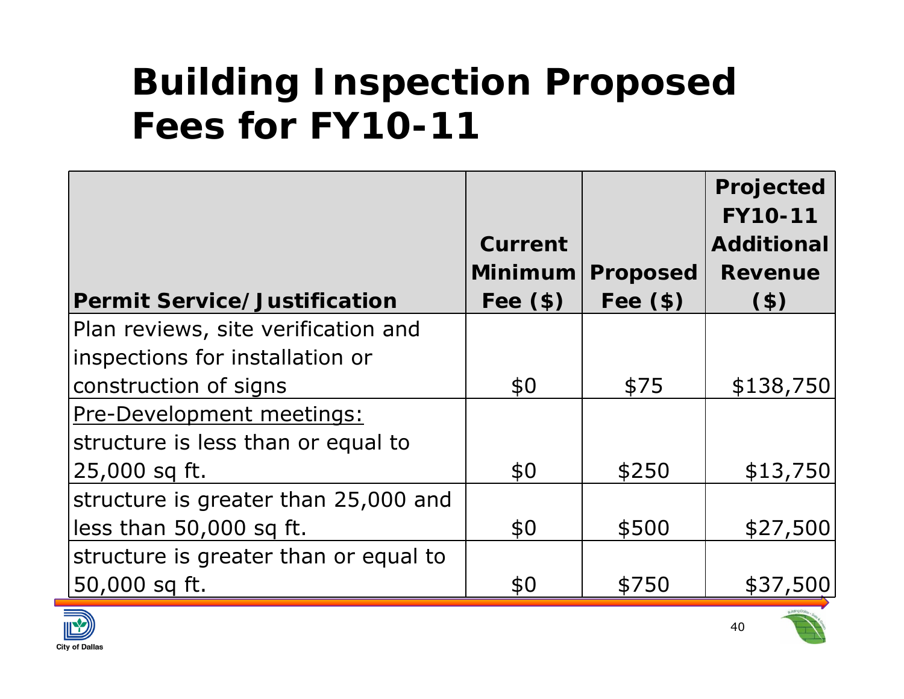# Building Inspection Proposed Fees for FY10-11

| Permit Service/Justification | Current Minimum Fee ($) | Proposed Fee ($) | Projected FY10-11 Additional Revenue ($) |
|---|---|---|---|
| Plan reviews, site verification and inspections for installation or construction of signs | $0 | $75 | $138,750 |
| Pre-Development meetings: structure is less than or equal to 25,000 sq ft. | $0 | $250 | $13,750 |
| structure is greater than 25,000 and less than 50,000 sq ft. | $0 | $500 | $27,500 |
| structure is greater than or equal to 50,000 sq ft. | $0 | $750 | $37,500 |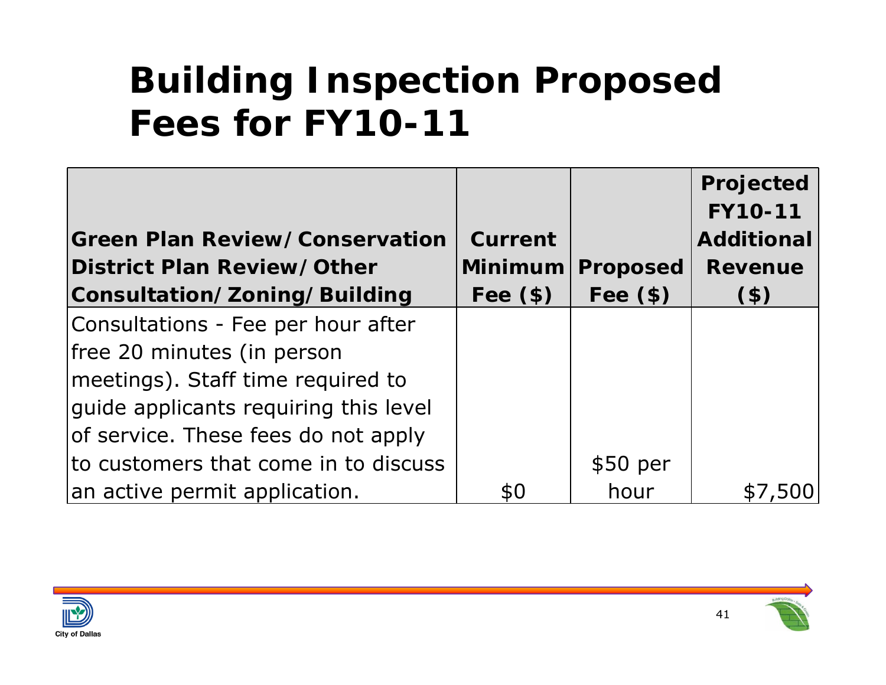# Building Inspection Proposed Fees for FY10-11

| Green Plan Review/Conservation District Plan Review/Other Consultation/Zoning/Building | Current Minimum Fee ($) | Proposed Fee ($) | Projected FY10-11 Additional Revenue ($) |
|---|---|---|---|
| Consultations - Fee per hour after free 20 minutes (in person meetings). Staff time required to guide applicants requiring this level of service. These fees do not apply to customers that come in to discuss an active permit application. | $0 | $50 per hour | $7,500 |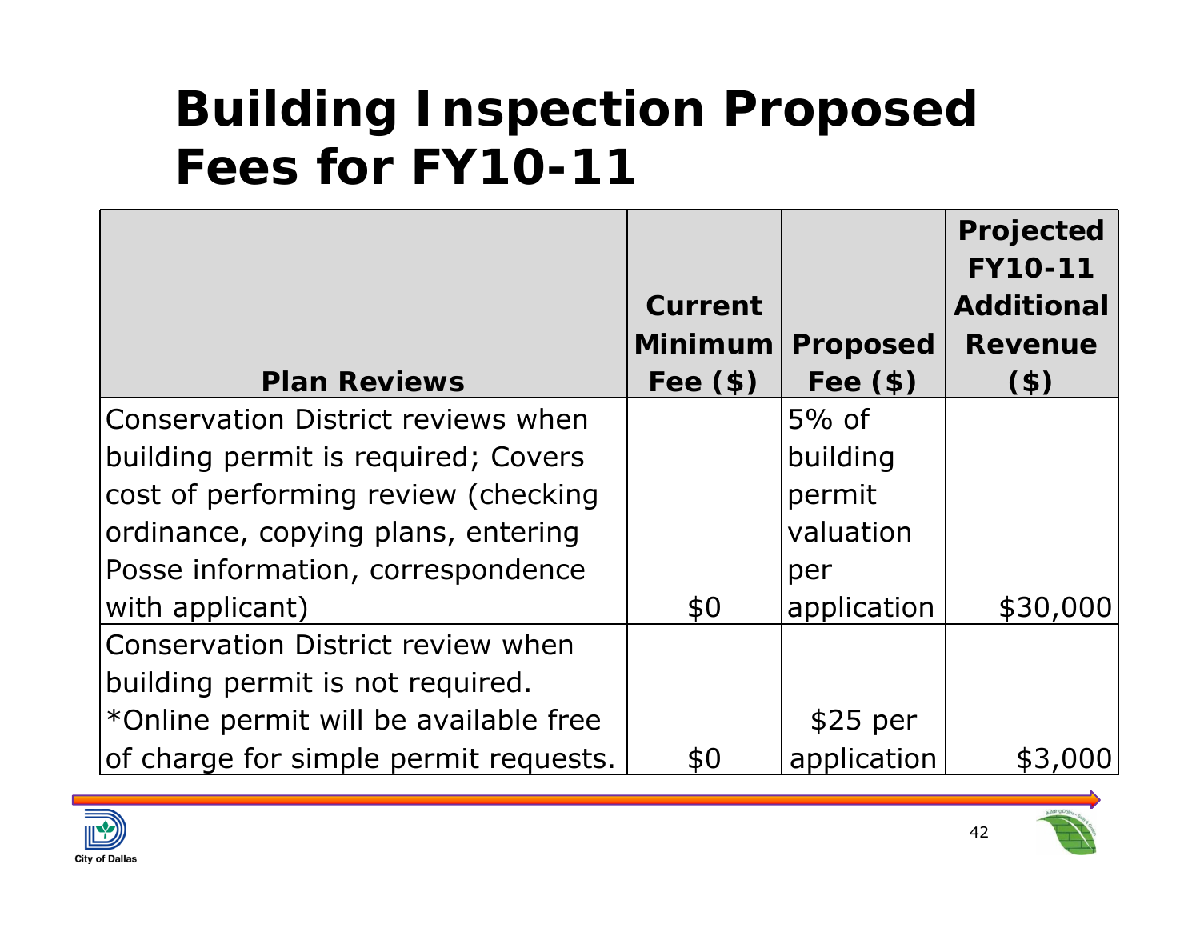# Building Inspection Proposed Fees for FY10-11

| Plan Reviews | Current Minimum Fee ($) | Proposed Fee ($) | Projected FY10-11 Additional Revenue ($) |
|---|---|---|---|
| Conservation District reviews when building permit is required; Covers cost of performing review (checking ordinance, copying plans, entering Posse information, correspondence with applicant) | $0 | 5% of building permit valuation per application | $30,000 |
| Conservation District review when building permit is not required. *Online permit will be available free of charge for simple permit requests. | $0 | $25 per application | $3,000 |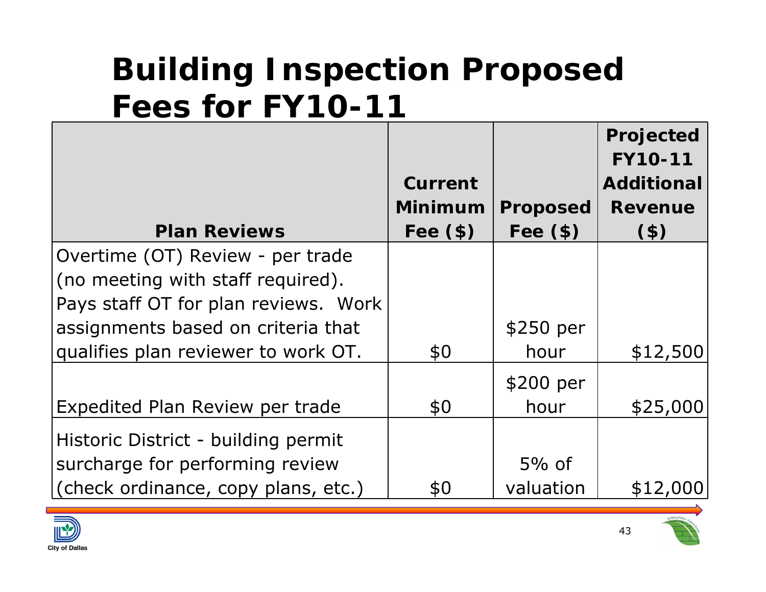# Building Inspection Proposed Fees for FY10-11

| Plan Reviews | Current Minimum Fee ($) | Proposed Fee ($) | Projected FY10-11 Additional Revenue ($) |
|---|---|---|---|
| Overtime (OT) Review - per trade (no meeting with staff required). Pays staff OT for plan reviews. Work assignments based on criteria that qualifies plan reviewer to work OT. | $0 | $250 per hour | $12,500 |
| Expedited Plan Review per trade | $0 | $200 per hour | $25,000 |
| Historic District - building permit surcharge for performing review (check ordinance, copy plans, etc.) | $0 | 5% of valuation | $12,000 |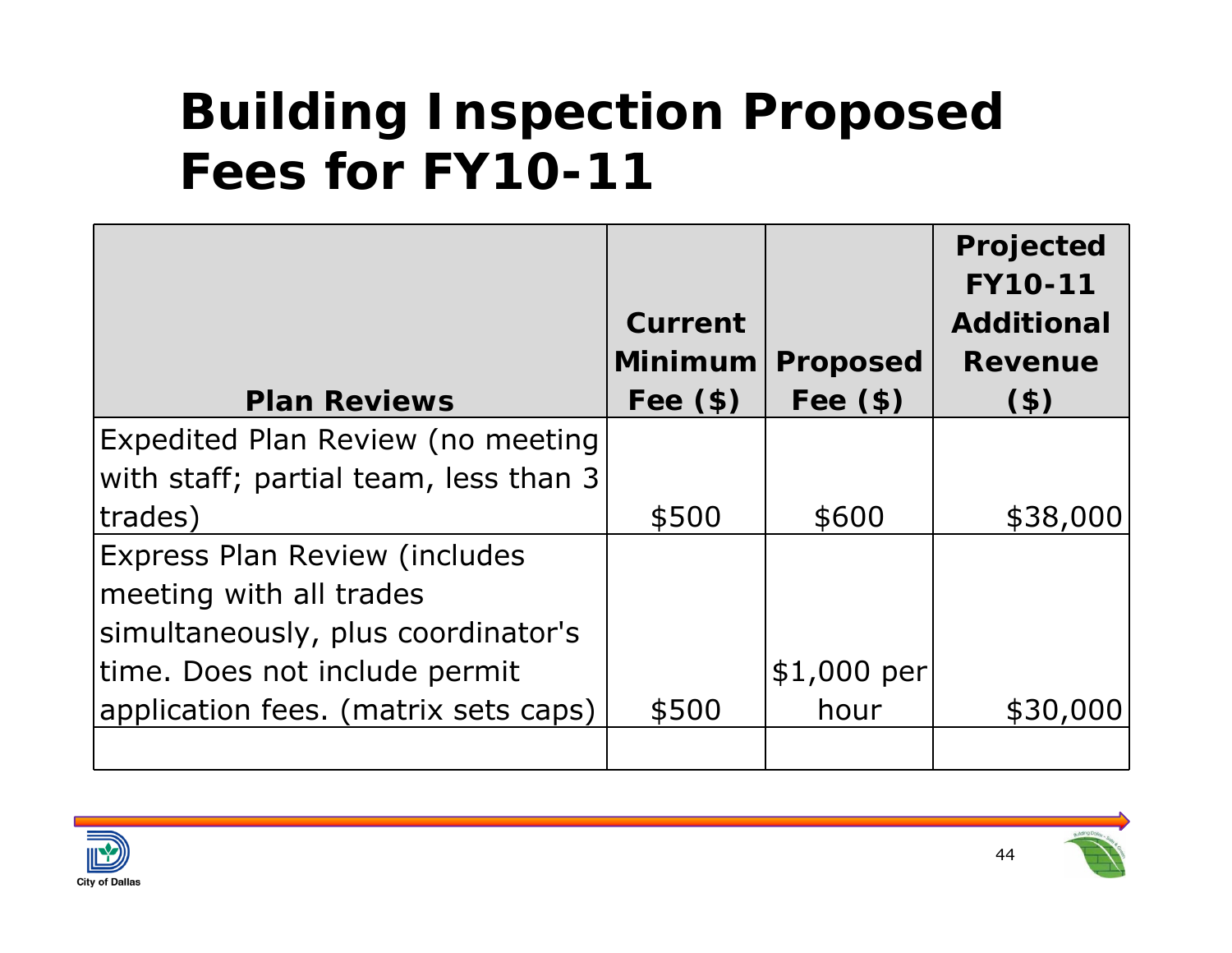# Building Inspection Proposed Fees for FY10-11

| Plan Reviews | Current Minimum Fee ($) | Proposed Fee ($) | Projected FY10-11 Additional Revenue ($) |
|---|---|---|---|
| Expedited Plan Review (no meeting with staff; partial team, less than 3 trades) | $500 | $600 | $38,000 |
| Express Plan Review (includes meeting with all trades simultaneously, plus coordinator's time. Does not include permit application fees. (matrix sets caps) | $500 | $1,000 per hour | $30,000 |
| | | | |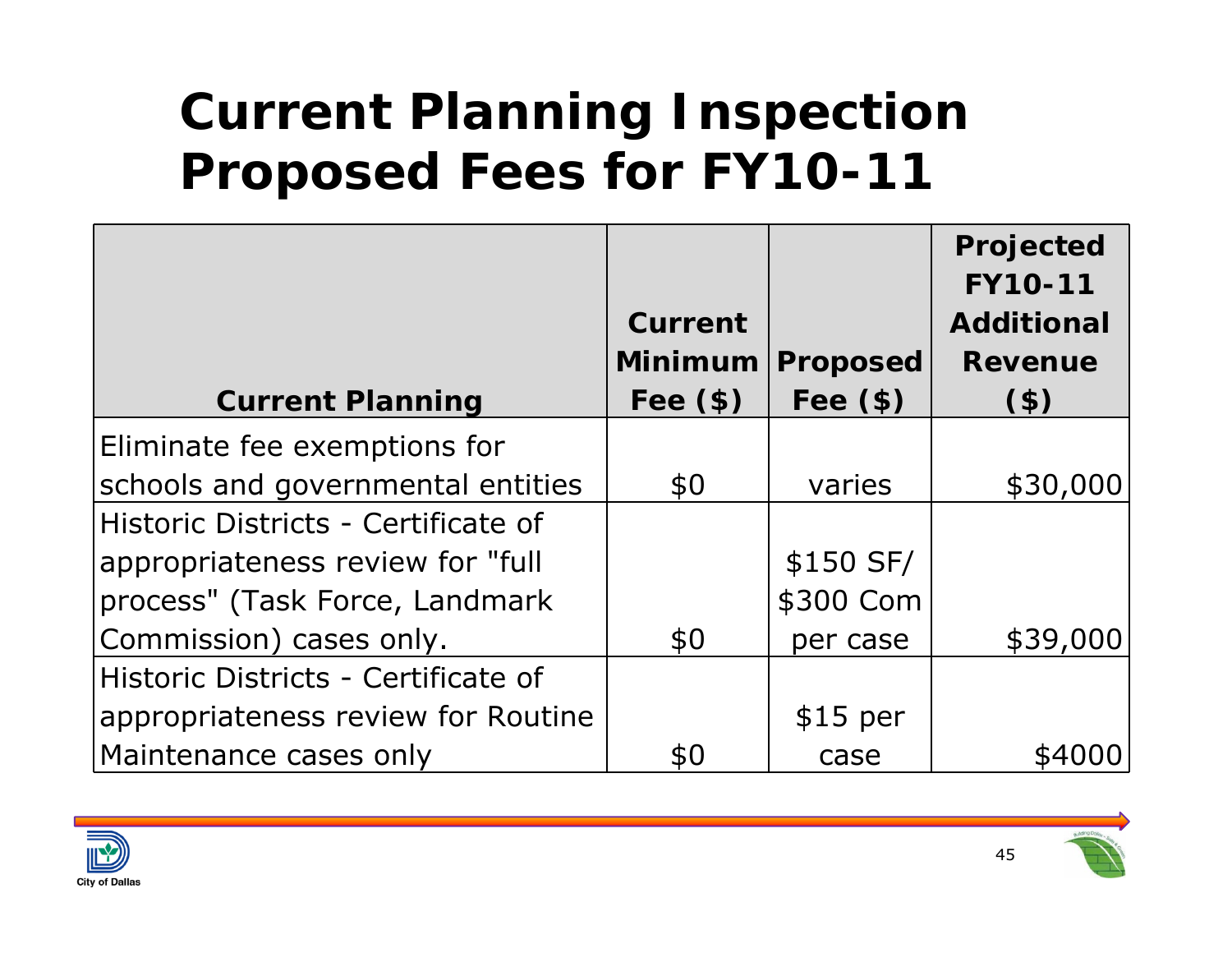# Current Planning Inspection Proposed Fees for FY10-11

| Current Planning | Current Minimum Fee ($) | Proposed Fee ($) | Projected FY10-11 Additional Revenue ($) |
|---|---|---|---|
| Eliminate fee exemptions for schools and governmental entities | $0 | varies | $30,000 |
| Historic Districts - Certificate of appropriateness review for "full process" (Task Force, Landmark Commission) cases only. | $0 | $150 SF/ $300 Com per case | $39,000 |
| Historic Districts - Certificate of appropriateness review for Routine Maintenance cases only | $0 | $15 per case | $4000 |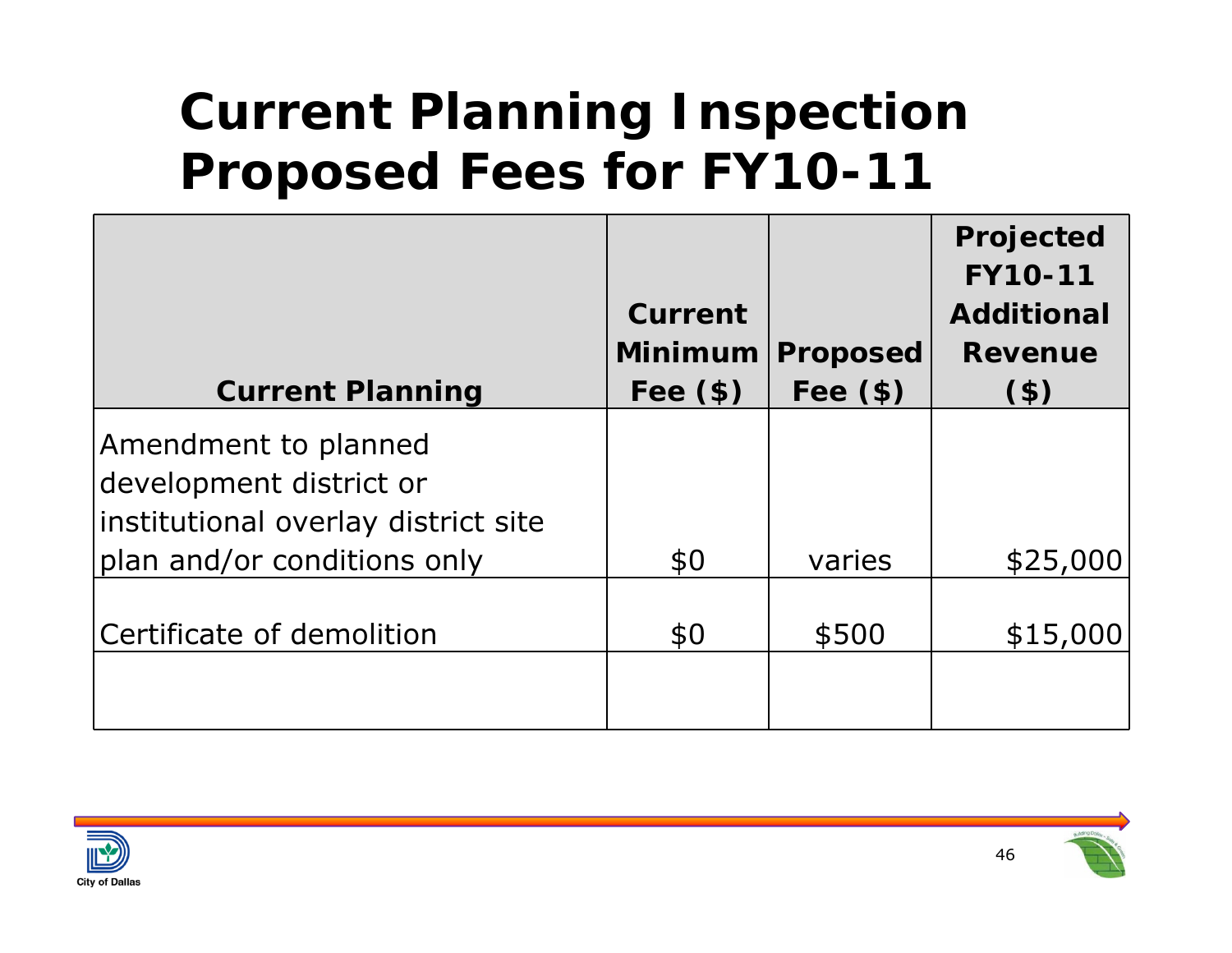# Current Planning Inspection Proposed Fees for FY10-11

| Current Planning | Current Minimum Fee ($) | Proposed Fee ($) | Projected FY10-11 Additional Revenue ($) |
|---|---|---|---|
| Amendment to planned development district or institutional overlay district site plan and/or conditions only | $0 | varies | $25,000 |
| Certificate of demolition | $0 | $500 | $15,000 |
| | | | |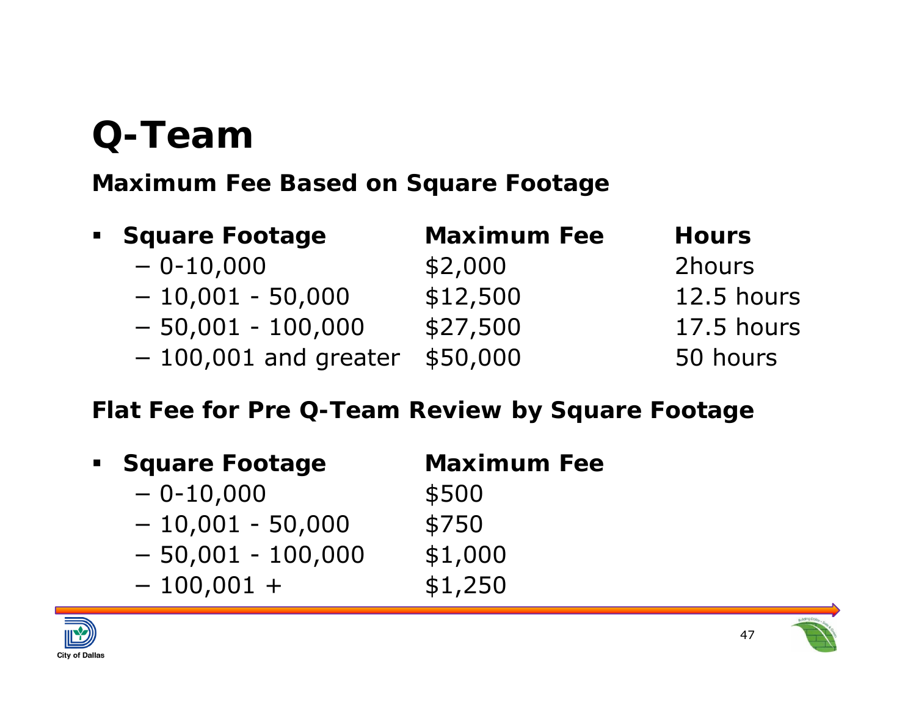# Q-Team

### Maximum Fee Based on Square Footage

| Square Footage | Maximum Fee | Hours |
|---|---|---|
| 0-10,000 | $2,000 | 2hours |
| 10,001 - 50,000 | $12,500 | 12.5 hours |
| 50,001 - 100,000 | $27,500 | 17.5 hours |
| 100,001 and greater | $50,000 | 50 hours |

### Flat Fee for Pre Q-Team Review by Square Footage

| Square Footage | Maximum Fee |
|---|---|
| 0-10,000 | $500 |
| 10,001 - 50,000 | $750 |
| 50,001 - 100,000 | $1,000 |
| 100,001 + | $1,250 |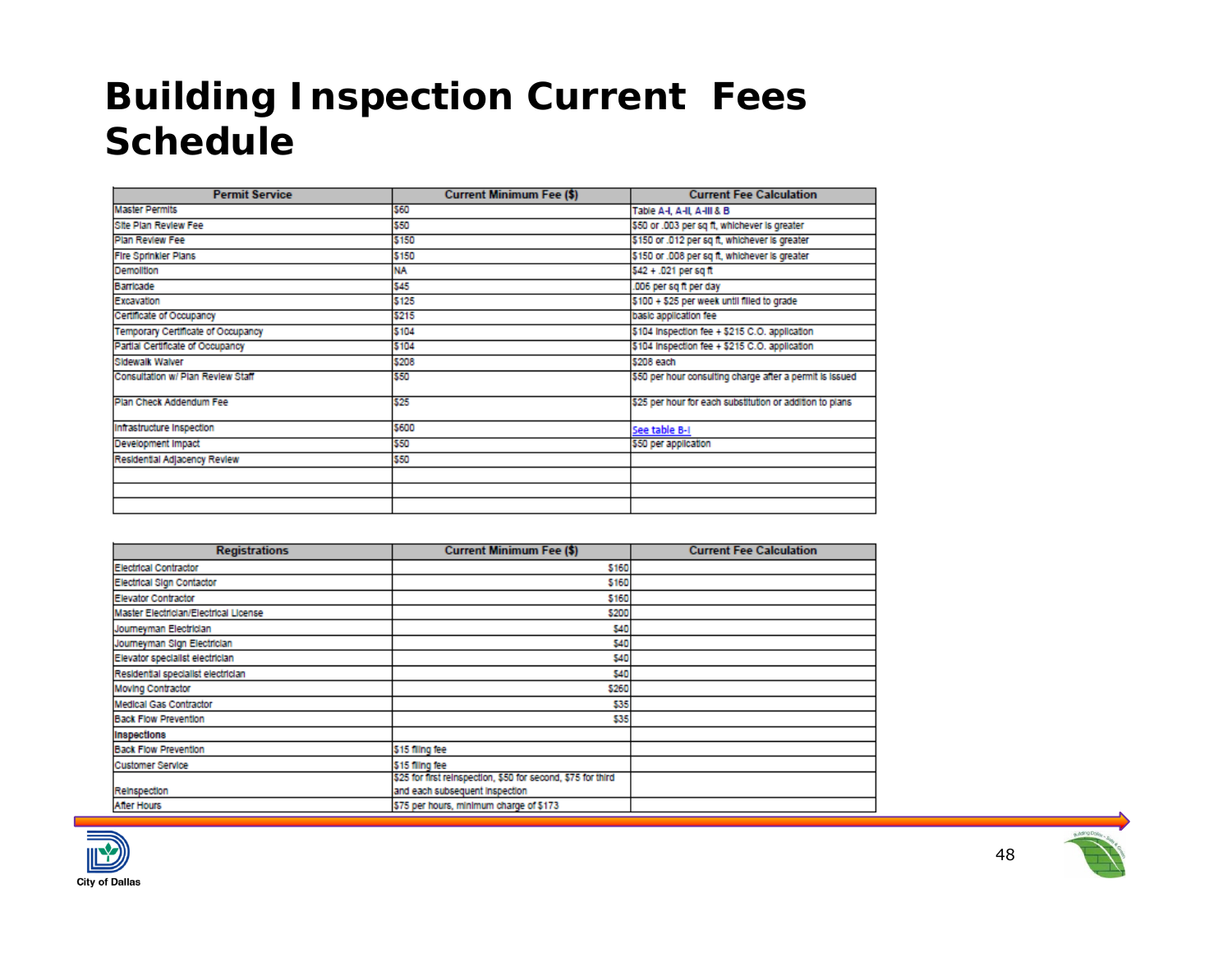# Building Inspection Current Fees Schedule

| Permit Service | Current Minimum Fee ($) | Current Fee Calculation |
|---|---|---|
| Master Permits | $60 | Table A-I, A-II, A-III & B |
| Site Plan Review Fee | $50 | $50 or .003 per sq ft, whichever is greater |
| Plan Review Fee | $150 | $150 or .012 per sq ft, whichever is greater |
| Fire Sprinkler Plans | $150 | $150 or .008 per sq ft, whichever is greater |
| Demolition | NA | $42 + .021 per sq ft |
| Barricade | $45 | .006 per sq ft per day |
| Excavation | $125 | $100 + $25 per week until filled to grade |
| Certificate of Occupancy | $215 | basic application fee |
| Temporary Certificate of Occupancy | $104 | $104 inspection fee + $215 C.O. application |
| Partial Certificate of Occupancy | $104 | $104 inspection fee + $215 C.O. application |
| Sidewalk Waiver | $208 | $208 each |
| Consultation w/ Plan Review Staff | $50 | $50 per hour consulting charge after a permit is issued |
| Plan Check Addendum Fee | $25 | $25 per hour for each substitution or addition to plans |
| Infrastructure Inspection | $600 | See table B-I |
| Development Impact | $50 | $50 per application |
| Residential Adjacency Review | $50 | |
| | | |
| | | |
| | | |

| Registrations | Current Minimum Fee ($) | Current Fee Calculation |
|---|---|---|
| Electrical Contractor | $160 | |
| Electrical Sign Contactor | $160 | |
| Elevator Contractor | $160 | |
| Master Electrician/Electrical License | $200 | |
| Journeyman Electrician | $40 | |
| Journeyman Sign Electrician | $40 | |
| Elevator specialist electrician | $40 | |
| Residential specialist electrician | $40 | |
| Moving Contractor | $260 | |
| Medical Gas Contractor | $35 | |
| Back Flow Prevention | $35 | |
| **Inspections** | | |
| Back Flow Prevention | $15 filing fee | |
| Customer Service | $15 filing fee | |
| Reinspection | $25 for first reinspection, $50 for second, $75 for third and each subsequent inspection | |
| After Hours | $75 per hours, minimum charge of $173 | |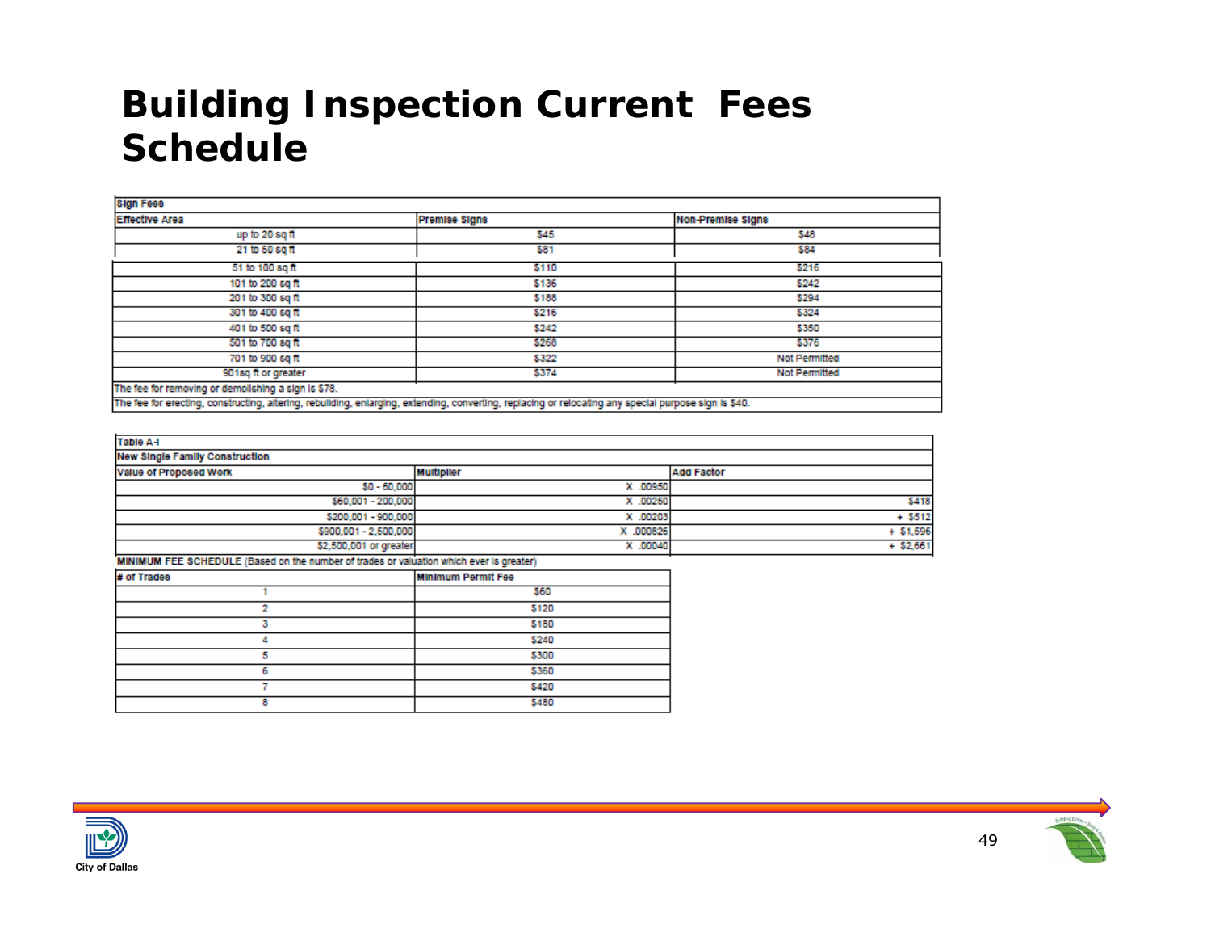# Building Inspection Current Fees Schedule

| Sign Fees | | |
|---|---|---|
| **Effective Area** | **Premise Signs** | **Non-Premise Signs** |
| up to 20 sq ft | $45 | $48 |
| 21 to 50 sq ft | $81 | $84 |
| 51 to 100 sq ft | $110 | $216 |
| 101 to 200 sq ft | $136 | $242 |
| 201 to 300 sq ft | $188 | $294 |
| 301 to 400 sq ft | $216 | $324 |
| 401 to 500 sq ft | $242 | $350 |
| 501 to 700 sq ft | $268 | $376 |
| 701 to 900 sq ft | $322 | Not Permitted |
| 901sq ft or greater | $374 | Not Permitted |

The fee for removing or demolishing a sign is $78.

The fee for erecting, constructing, altering, rebuilding, enlarging, extending, converting, replacing or relocating any special purpose sign is $40.

| Table A-I | | |
|---|---|---|
| **New Single Family Construction** | | |
| **Value of Proposed Work** | **Multiplier** | **Add Factor** |
| $0 - 60,000 | X .00950 | |
| $60,001 - 200,000 | X .00250 | $418 |
| $200,001 - 900,000 | X .00203 | + $512 |
| $900,001 - 2,500,000 | X .000826 | + $1,596 |
| $2,500,001 or greater | X .00040 | + $2,661 |

**MINIMUM FEE SCHEDULE** (Based on the number of trades or valuation which ever is greater)

| # of Trades | Minimum Permit Fee |
|---|---|
| 1 | $60 |
| 2 | $120 |
| 3 | $180 |
| 4 | $240 |
| 5 | $300 |
| 6 | $360 |
| 7 | $420 |
| 8 | $480 |

City of Dallas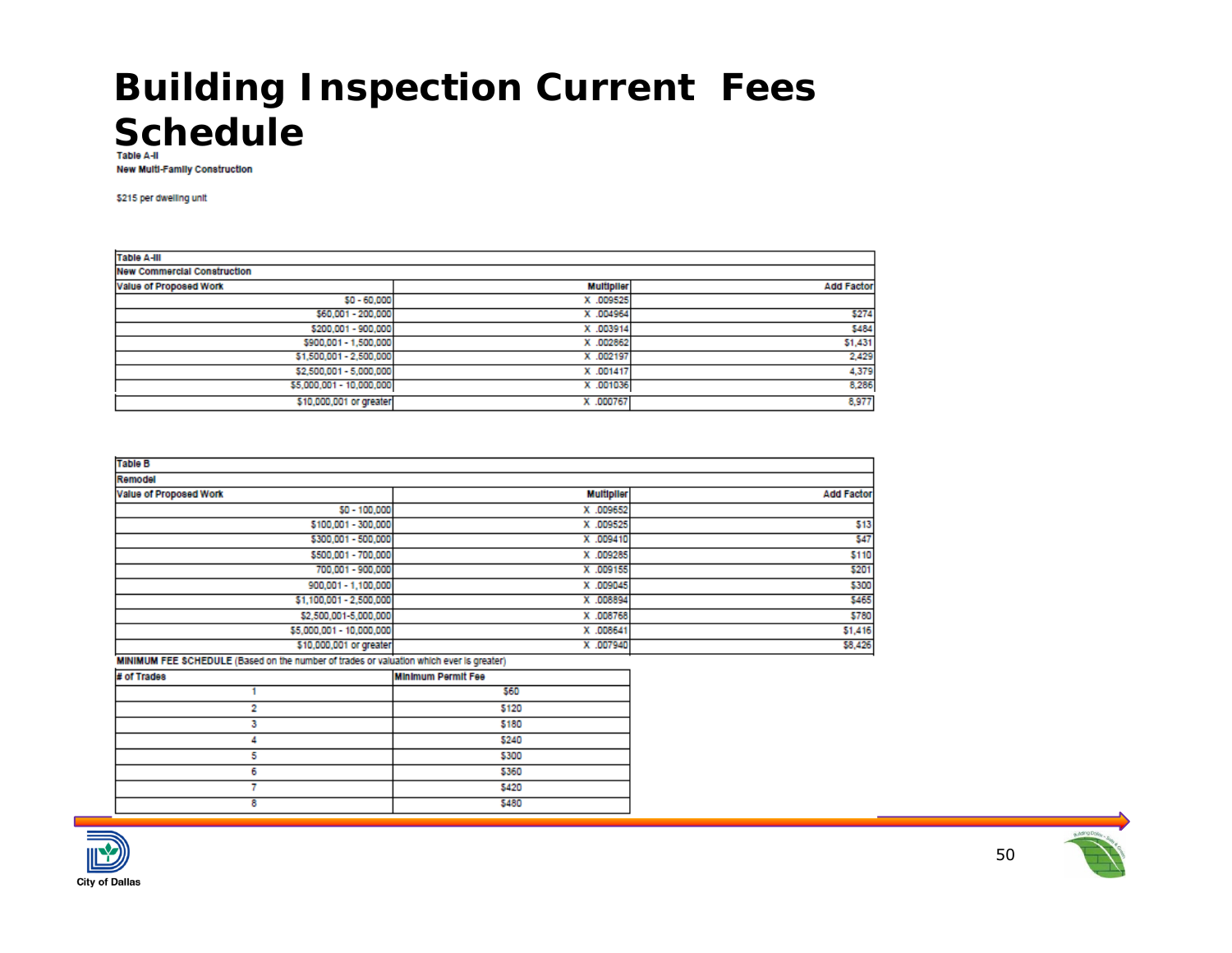# Building Inspection Current Fees Schedule

**Table A-II**

**New Multi-Family Construction**

$215 per dwelling unit

| Table A-III | | |
|---|---|---|
| **New Commercial Construction** | | |
| **Value of Proposed Work** | **Multiplier** | **Add Factor** |
| $0 - 60,000 | X .009525 | |
| $60,001 - 200,000 | X .004964 | $274 |
| $200,001 - 900,000 | X .003914 | $484 |
| $900,001 - 1,500,000 | X .002862 | $1,431 |
| $1,500,001 - 2,500,000 | X .002197 | 2,429 |
| $2,500,001 - 5,000,000 | X .001417 | 4,379 |
| $5,000,001 - 10,000,000 | X .001036 | 8,286 |
| $10,000,001 or greater | X .000767 | 8,977 |

| Table B | | |
|---|---|---|
| **Remodel** | | |
| **Value of Proposed Work** | **Multiplier** | **Add Factor** |
| $0 - 100,000 | X .009652 | |
| $100,001 - 300,000 | X .009525 | $13 |
| $300,001 - 500,000 | X .009410 | $47 |
| $500,001 - 700,000 | X .009285 | $110 |
| 700,001 - 900,000 | X .009155 | $201 |
| 900,001 - 1,100,000 | X .009045 | $300 |
| $1,100,001 - 2,500,000 | X .008894 | $465 |
| $2,500,001-5,000,000 | X .008768 | $780 |
| $5,000,001 - 10,000,000 | X .008641 | $1,416 |
| $10,000,001 or greater | X .007940 | $8,426 |

**MINIMUM FEE SCHEDULE** (Based on the number of trades or valuation which ever is greater)

| # of Trades | Minimum Permit Fee |
|---|---|
| 1 | $60 |
| 2 | $120 |
| 3 | $180 |
| 4 | $240 |
| 5 | $300 |
| 6 | $360 |
| 7 | $420 |
| 8 | $480 |

City of Dallas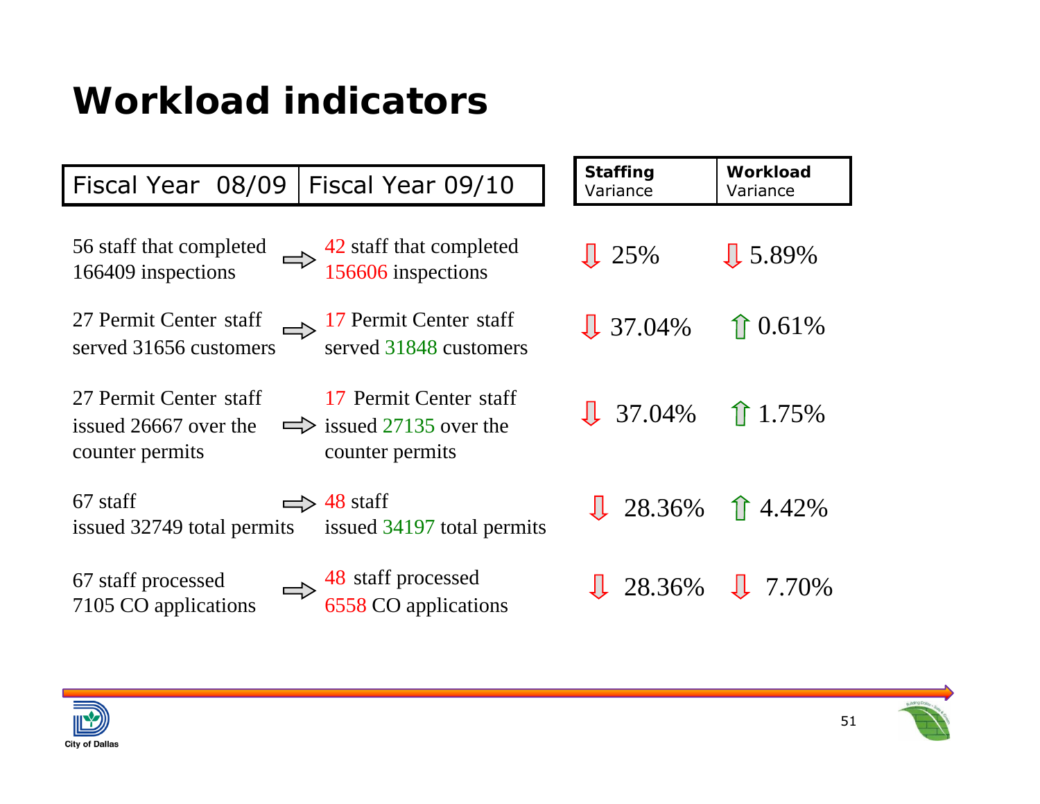# Workload indicators

| Fiscal Year 08/09 | | Fiscal Year 09/10 | Staffing Variance | Workload Variance |
|---|---|---|---|---|
| 56 staff that completed 166409 inspections | ⇨ | 42 staff that completed 156606 inspections | ⇩ 25% | ⇩ 5.89% |
| 27 Permit Center staff served 31656 customers | ⇨ | 17 Permit Center staff served 31848 customers | ⇩ 37.04% | ⇧ 0.61% |
| 27 Permit Center staff issued 26667 over the counter permits | ⇨ | 17 Permit Center staff issued 27135 over the counter permits | ⇩ 37.04% | ⇧ 1.75% |
| 67 staff issued 32749 total permits | ⇨ | 48 staff issued 34197 total permits | ⇩ 28.36% | ⇧ 4.42% |
| 67 staff processed 7105 CO applications | ⇨ | 48 staff processed 6558 CO applications | ⇩ 28.36% | ⇩ 7.70% |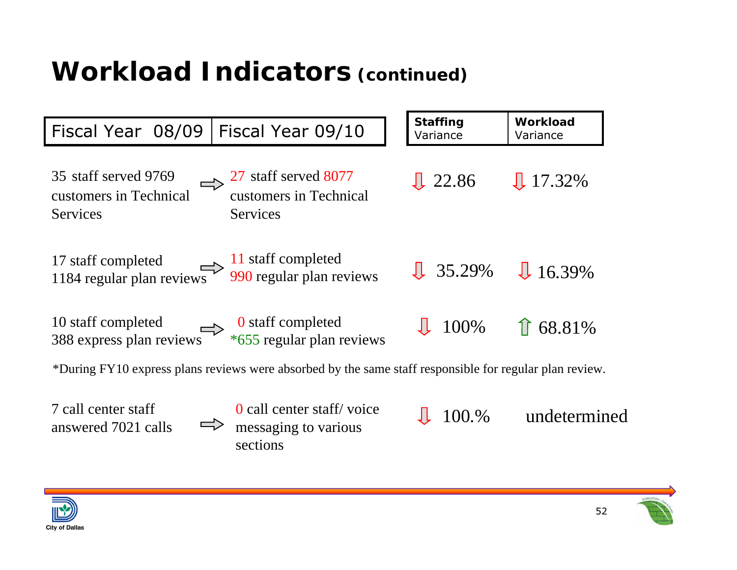# Workload Indicators (continued)

| Fiscal Year 08/09 | Fiscal Year 09/10 | Staffing Variance | Workload Variance |
|---|---|---|---|
| 35 staff served 9769 customers in Technical Services | 27 staff served 8077 customers in Technical Services | ⇩ 22.86 | ⇩ 17.32% |
| 17 staff completed 1184 regular plan reviews | 11 staff completed 990 regular plan reviews | ⇩ 35.29% | ⇩ 16.39% |
| 10 staff completed 388 express plan reviews | 0 staff completed *655 regular plan reviews | ⇩ 100% | ⇧ 68.81% |
| 7 call center staff answered 7021 calls | 0 call center staff/ voice messaging to various sections | ⇩ 100.% | undetermined |

*During FY10 express plans reviews were absorbed by the same staff responsible for regular plan review.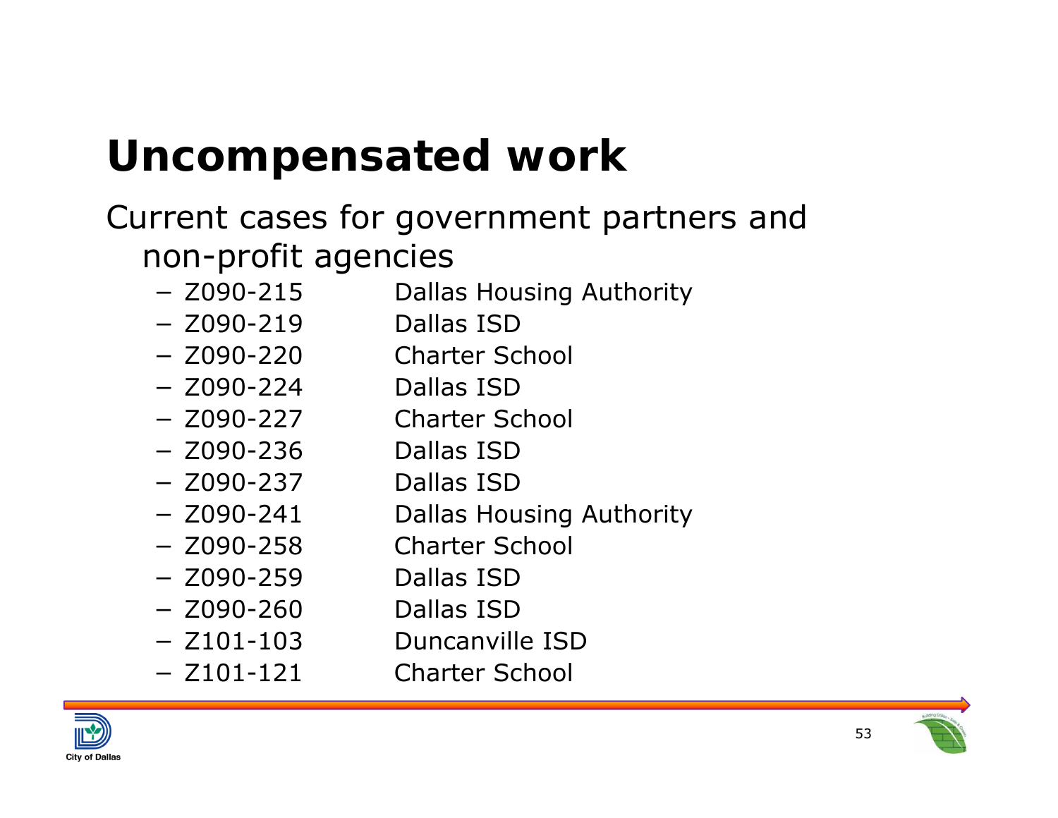# Uncompensated work

Current cases for government partners and non-profit agencies

- Z090-215 Dallas Housing Authority
- Z090-219 Dallas ISD
- Z090-220 Charter School
- Z090-224 Dallas ISD
- Z090-227 Charter School
- Z090-236 Dallas ISD
- Z090-237 Dallas ISD
- Z090-241 Dallas Housing Authority
- Z090-258 Charter School
- Z090-259 Dallas ISD
- Z090-260 Dallas ISD
- Z101-103 Duncanville ISD
- Z101-121 Charter School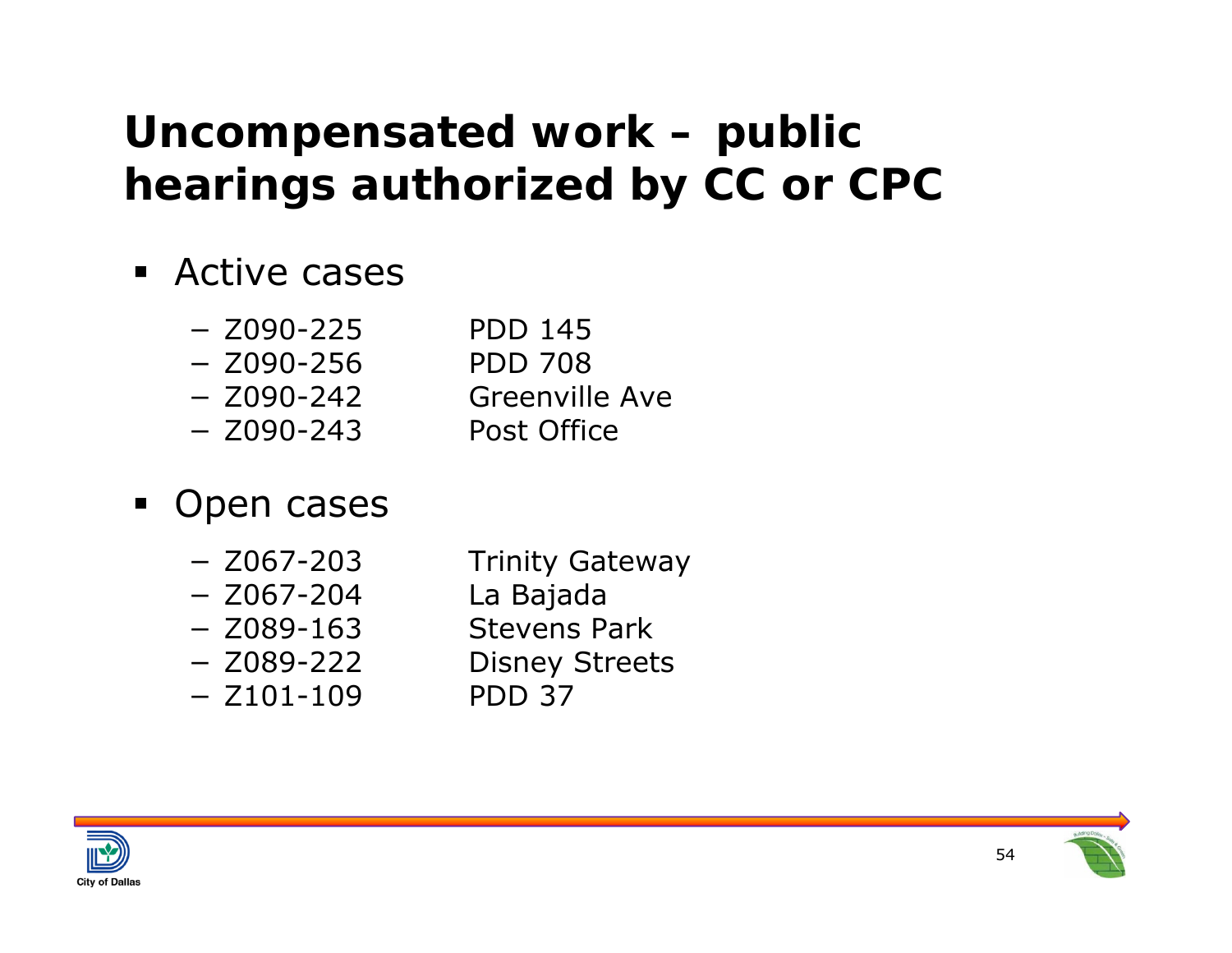# Uncompensated work – public hearings authorized by CC or CPC

- Active cases
  - Z090-225 PDD 145
  - Z090-256 PDD 708
  - Z090-242 Greenville Ave
  - Z090-243 Post Office
- Open cases
  - Z067-203 Trinity Gateway
  - Z067-204 La Bajada
  - Z089-163 Stevens Park
  - Z089-222 Disney Streets
  - Z101-109 PDD 37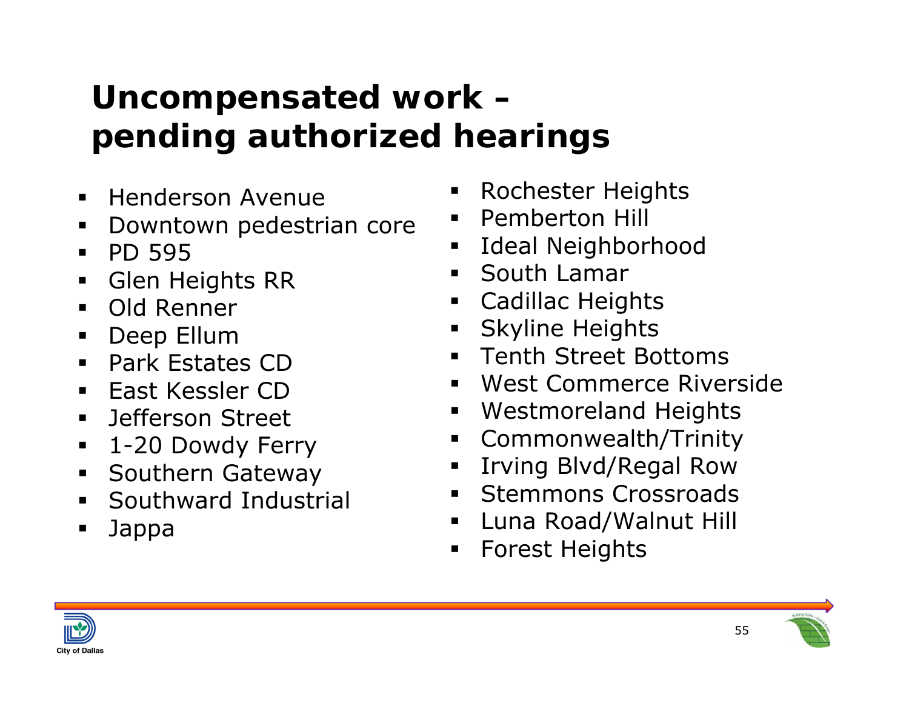# Uncompensated work – pending authorized hearings

- Henderson Avenue
- Downtown pedestrian core
- PD 595
- Glen Heights RR
- Old Renner
- Deep Ellum
- Park Estates CD
- East Kessler CD
- Jefferson Street
- 1-20 Dowdy Ferry
- Southern Gateway
- Southward Industrial
- Jappa
- Rochester Heights
- Pemberton Hill
- Ideal Neighborhood
- South Lamar
- Cadillac Heights
- Skyline Heights
- Tenth Street Bottoms
- West Commerce Riverside
- Westmoreland Heights
- Commonwealth/Trinity
- Irving Blvd/Regal Row
- Stemmons Crossroads
- Luna Road/Walnut Hill
- Forest Heights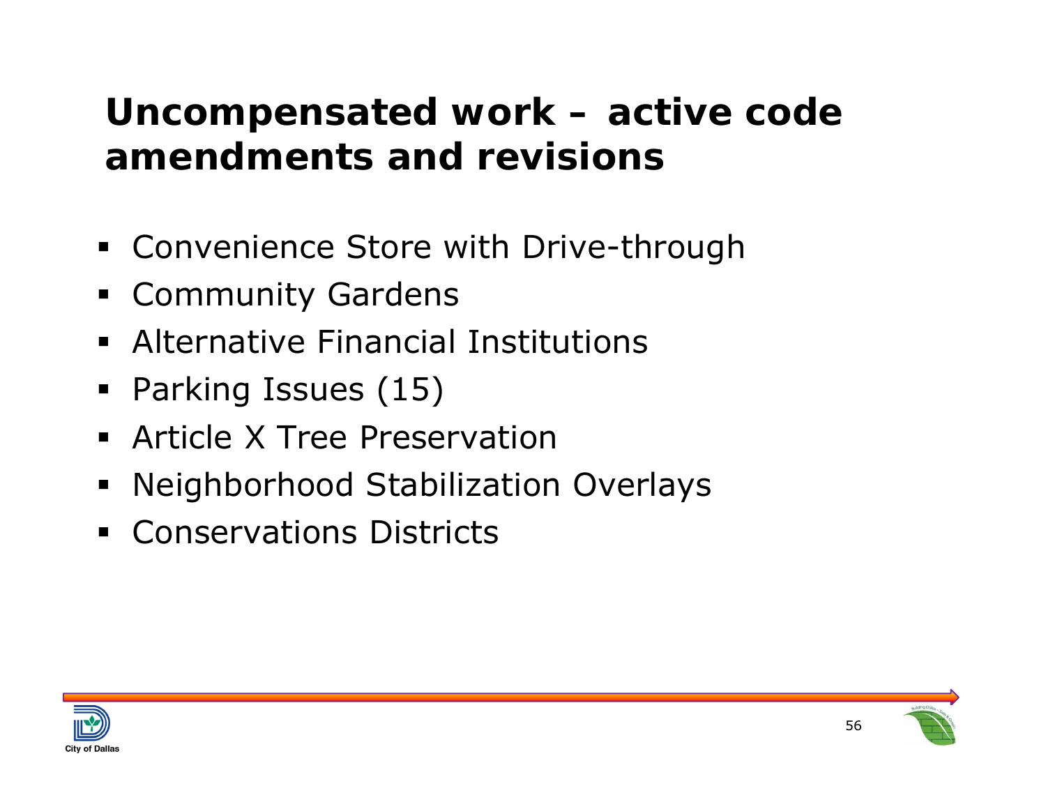# Uncompensated work – active code amendments and revisions

- Convenience Store with Drive-through
- Community Gardens
- Alternative Financial Institutions
- Parking Issues (15)
- Article X Tree Preservation
- Neighborhood Stabilization Overlays
- Conservations Districts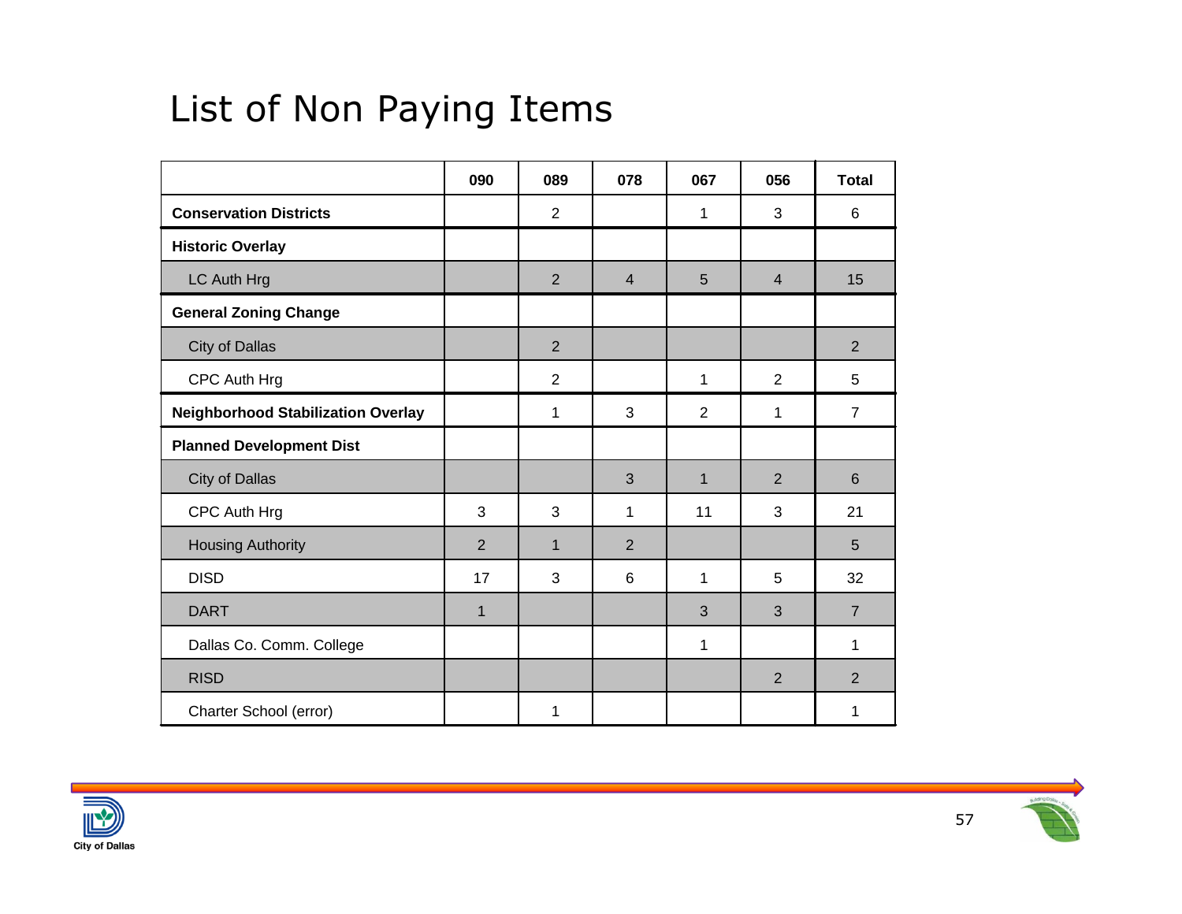# List of Non Paying Items

| | 090 | 089 | 078 | 067 | 056 | Total |
|---|---|---|---|---|---|---|
| **Conservation Districts** | | 2 | | 1 | 3 | 6 |
| **Historic Overlay** | | | | | | |
| LC Auth Hrg | | 2 | 4 | 5 | 4 | 15 |
| **General Zoning Change** | | | | | | |
| City of Dallas | | 2 | | | | 2 |
| CPC Auth Hrg | | 2 | | 1 | 2 | 5 |
| **Neighborhood Stabilization Overlay** | | 1 | 3 | 2 | 1 | 7 |
| **Planned Development Dist** | | | | | | |
| City of Dallas | | | 3 | 1 | 2 | 6 |
| CPC Auth Hrg | 3 | 3 | 1 | 11 | 3 | 21 |
| Housing Authority | 2 | 1 | 2 | | | 5 |
| DISD | 17 | 3 | 6 | 1 | 5 | 32 |
| DART | 1 | | | 3 | 3 | 7 |
| Dallas Co. Comm. College | | | | 1 | | 1 |
| RISD | | | | | 2 | 2 |
| Charter School (error) | | 1 | | | | 1 |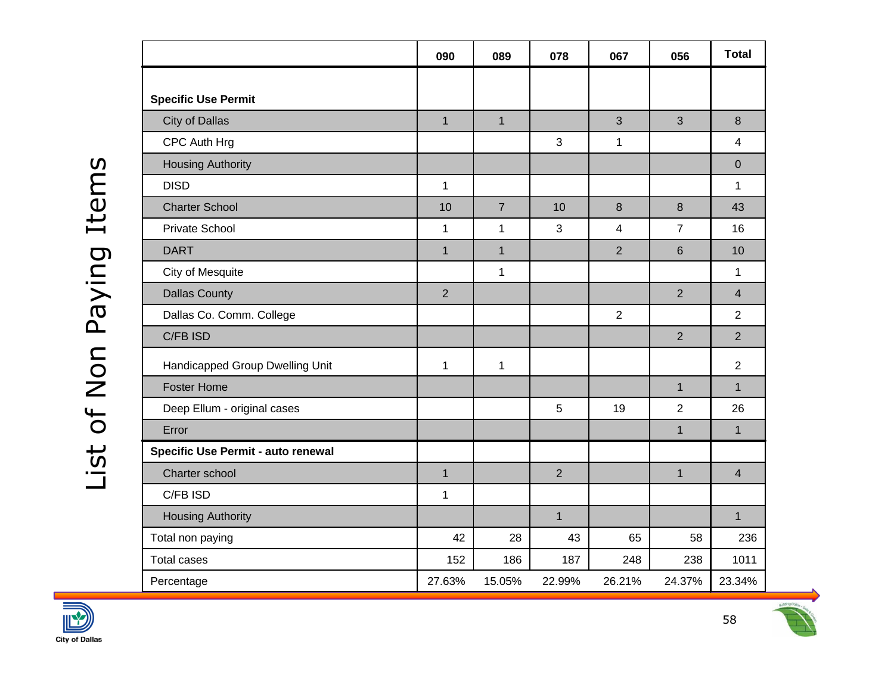# List of Non Paying Items

| | 090 | 089 | 078 | 067 | 056 | Total |
|---|---|---|---|---|---|---|
| **Specific Use Permit** | | | | | | |
| City of Dallas | 1 | 1 | | 3 | 3 | 8 |
| CPC Auth Hrg | | | 3 | 1 | | 4 |
| Housing Authority | | | | | | 0 |
| DISD | 1 | | | | | 1 |
| Charter School | 10 | 7 | 10 | 8 | 8 | 43 |
| Private School | 1 | 1 | 3 | 4 | 7 | 16 |
| DART | 1 | 1 | | 2 | 6 | 10 |
| City of Mesquite | | 1 | | | | 1 |
| Dallas County | 2 | | | | 2 | 4 |
| Dallas Co. Comm. College | | | | 2 | | 2 |
| C/FB ISD | | | | | 2 | 2 |
| Handicapped Group Dwelling Unit | 1 | 1 | | | | 2 |
| Foster Home | | | | | 1 | 1 |
| Deep Ellum - original cases | | | 5 | 19 | 2 | 26 |
| Error | | | | | 1 | 1 |
| **Specific Use Permit - auto renewal** | | | | | | |
| Charter school | 1 | | 2 | | 1 | 4 |
| C/FB ISD | 1 | | | | | |
| Housing Authority | | | 1 | | | 1 |
| Total non paying | 42 | 28 | 43 | 65 | 58 | 236 |
| Total cases | 152 | 186 | 187 | 248 | 238 | 1011 |
| Percentage | 27.63% | 15.05% | 22.99% | 26.21% | 24.37% | 23.34% |